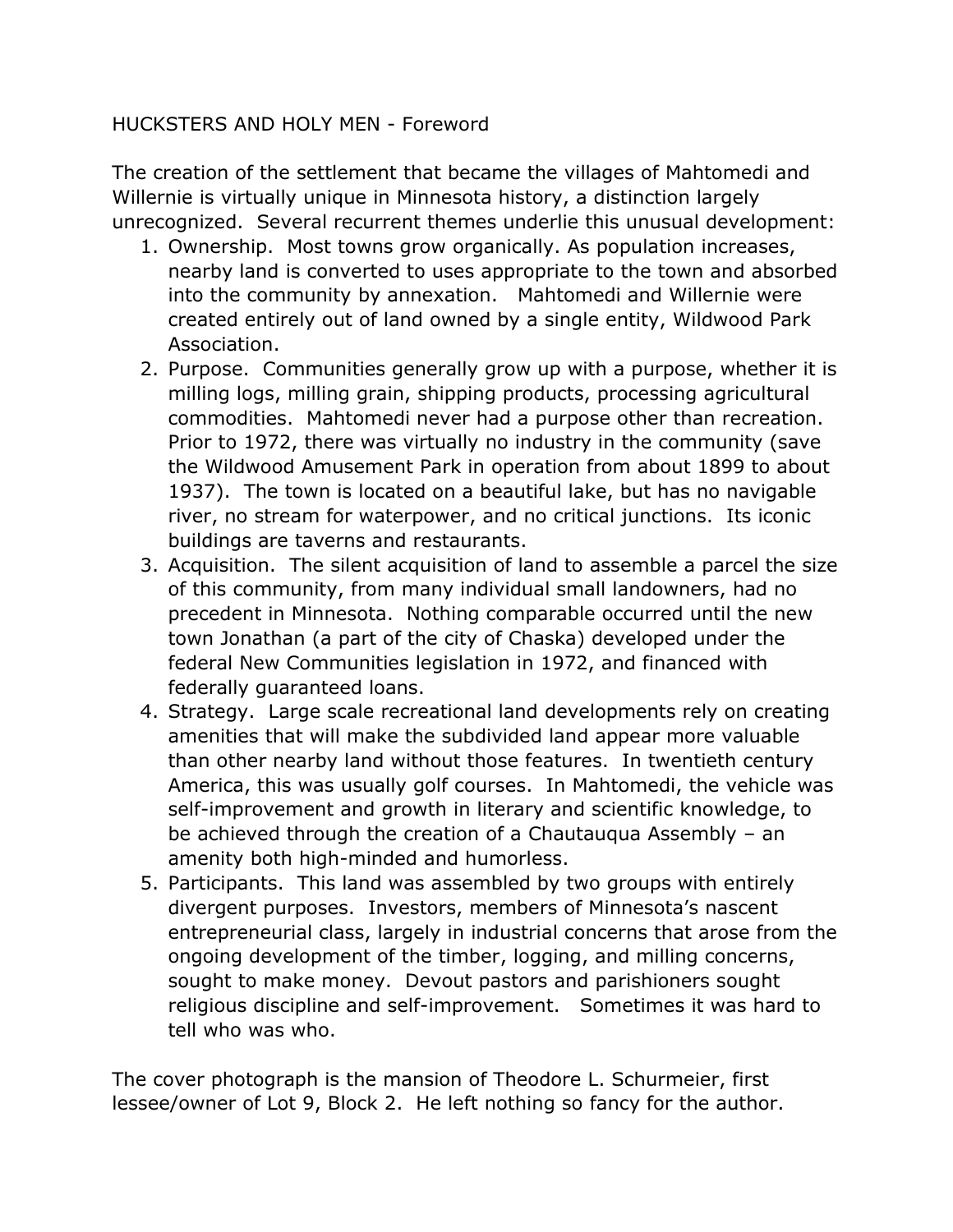# HUCKSTERS AND HOLY MEN - Foreword

The creation of the settlement that became the villages of Mahtomedi and Willernie is virtually unique in Minnesota history, a distinction largely unrecognized. Several recurrent themes underlie this unusual development:

1. Ownership. Most towns grow organically. As population increases, nearby land is converted to uses appropriate to the town and absorbed into the community by annexation. Mahtomedi and Willernie were created entirely out of land owned by a single entity, Wildwood Park Association.
2. Purpose. Communities generally grow up with a purpose, whether it is milling logs, milling grain, shipping products, processing agricultural commodities. Mahtomedi never had a purpose other than recreation. Prior to 1972, there was virtually no industry in the community (save the Wildwood Amusement Park in operation from about 1899 to about 1937). The town is located on a beautiful lake, but has no navigable river, no stream for waterpower, and no critical junctions. Its iconic buildings are taverns and restaurants.
3. Acquisition. The silent acquisition of land to assemble a parcel the size of this community, from many individual small landowners, had no precedent in Minnesota. Nothing comparable occurred until the new town Jonathan (a part of the city of Chaska) developed under the federal New Communities legislation in 1972, and financed with federally guaranteed loans.
4. Strategy. Large scale recreational land developments rely on creating amenities that will make the subdivided land appear more valuable than other nearby land without those features. In twentieth century America, this was usually golf courses. In Mahtomedi, the vehicle was self-improvement and growth in literary and scientific knowledge, to be achieved through the creation of a Chautauqua Assembly – an amenity both high-minded and humorless.
5. Participants. This land was assembled by two groups with entirely divergent purposes. Investors, members of Minnesota's nascent entrepreneurial class, largely in industrial concerns that arose from the ongoing development of the timber, logging, and milling concerns, sought to make money. Devout pastors and parishioners sought religious discipline and self-improvement. Sometimes it was hard to tell who was who.

The cover photograph is the mansion of Theodore L. Schurmeier, first lessee/owner of Lot 9, Block 2. He left nothing so fancy for the author.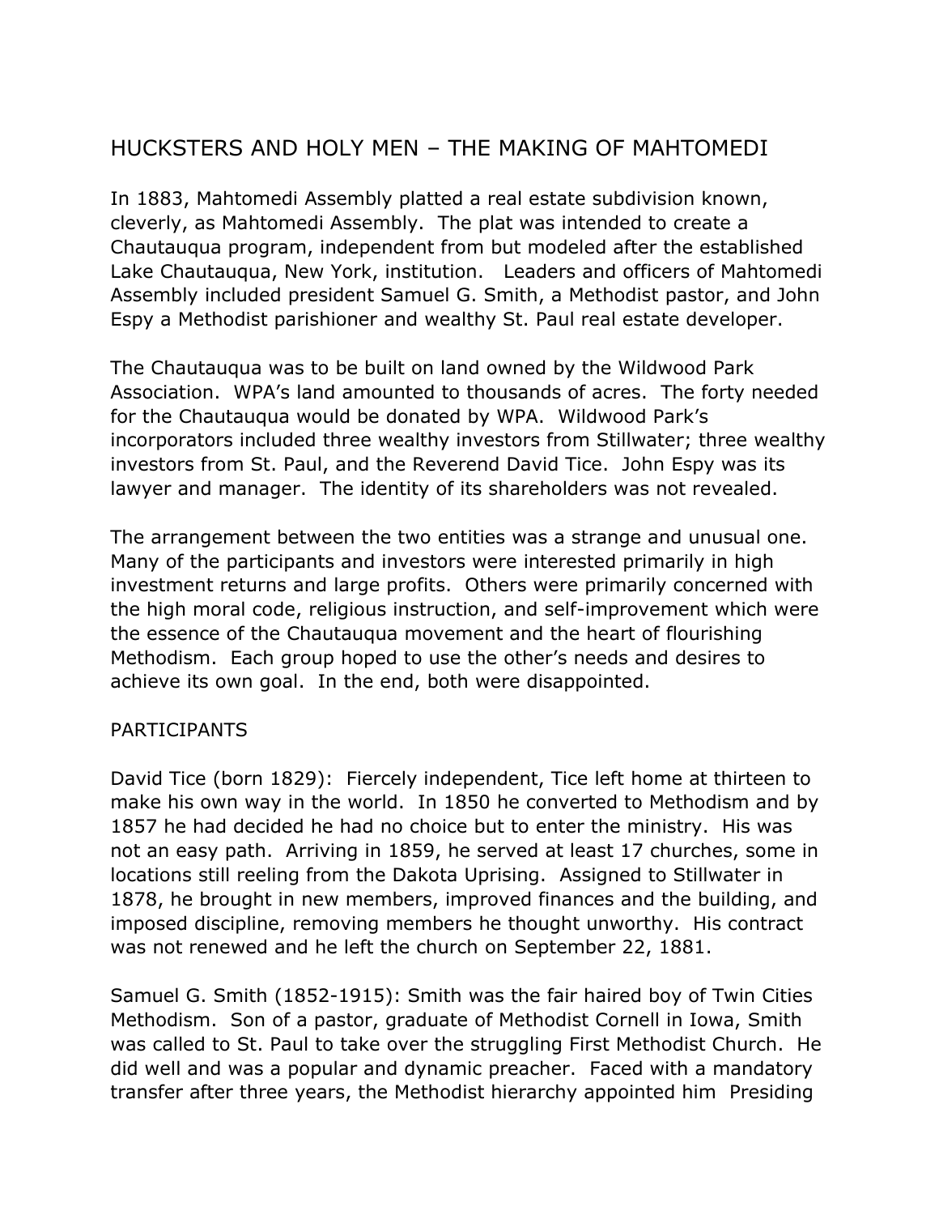## HUCKSTERS AND HOLY MEN – THE MAKING OF MAHTOMEDI

In 1883, Mahtomedi Assembly platted a real estate subdivision known, cleverly, as Mahtomedi Assembly. The plat was intended to create a Chautauqua program, independent from but modeled after the established Lake Chautauqua, New York, institution. Leaders and officers of Mahtomedi Assembly included president Samuel G. Smith, a Methodist pastor, and John Espy a Methodist parishioner and wealthy St. Paul real estate developer.

The Chautauqua was to be built on land owned by the Wildwood Park Association. WPA's land amounted to thousands of acres. The forty needed for the Chautauqua would be donated by WPA. Wildwood Park's incorporators included three wealthy investors from Stillwater; three wealthy investors from St. Paul, and the Reverend David Tice. John Espy was its lawyer and manager. The identity of its shareholders was not revealed.

The arrangement between the two entities was a strange and unusual one. Many of the participants and investors were interested primarily in high investment returns and large profits. Others were primarily concerned with the high moral code, religious instruction, and self-improvement which were the essence of the Chautauqua movement and the heart of flourishing Methodism. Each group hoped to use the other's needs and desires to achieve its own goal. In the end, both were disappointed.

### PARTICIPANTS

David Tice (born 1829): Fiercely independent, Tice left home at thirteen to make his own way in the world. In 1850 he converted to Methodism and by 1857 he had decided he had no choice but to enter the ministry. His was not an easy path. Arriving in 1859, he served at least 17 churches, some in locations still reeling from the Dakota Uprising. Assigned to Stillwater in 1878, he brought in new members, improved finances and the building, and imposed discipline, removing members he thought unworthy. His contract was not renewed and he left the church on September 22, 1881.

Samuel G. Smith (1852-1915): Smith was the fair haired boy of Twin Cities Methodism. Son of a pastor, graduate of Methodist Cornell in Iowa, Smith was called to St. Paul to take over the struggling First Methodist Church. He did well and was a popular and dynamic preacher. Faced with a mandatory transfer after three years, the Methodist hierarchy appointed him Presiding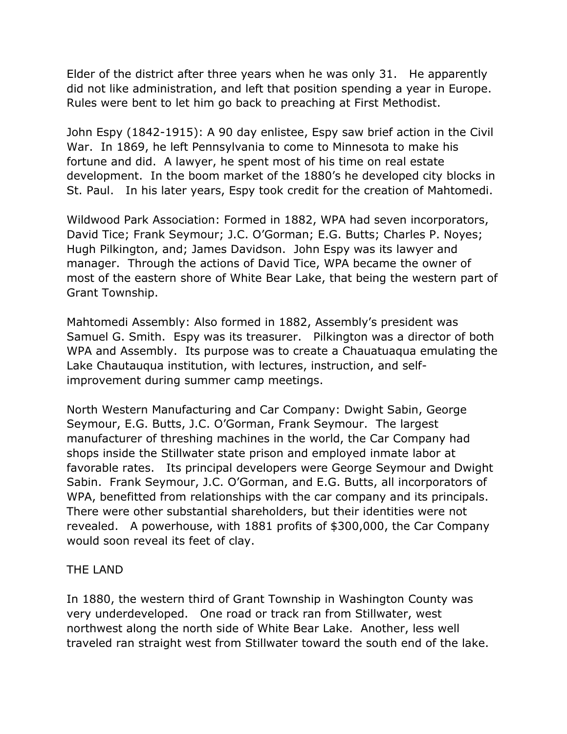Elder of the district after three years when he was only 31. He apparently did not like administration, and left that position spending a year in Europe. Rules were bent to let him go back to preaching at First Methodist.

John Espy (1842-1915): A 90 day enlistee, Espy saw brief action in the Civil War. In 1869, he left Pennsylvania to come to Minnesota to make his fortune and did. A lawyer, he spent most of his time on real estate development. In the boom market of the 1880's he developed city blocks in St. Paul. In his later years, Espy took credit for the creation of Mahtomedi.

Wildwood Park Association: Formed in 1882, WPA had seven incorporators, David Tice; Frank Seymour; J.C. O'Gorman; E.G. Butts; Charles P. Noyes; Hugh Pilkington, and; James Davidson. John Espy was its lawyer and manager. Through the actions of David Tice, WPA became the owner of most of the eastern shore of White Bear Lake, that being the western part of Grant Township.

Mahtomedi Assembly: Also formed in 1882, Assembly's president was Samuel G. Smith. Espy was its treasurer. Pilkington was a director of both WPA and Assembly. Its purpose was to create a Chauatuaqua emulating the Lake Chautauqua institution, with lectures, instruction, and self-improvement during summer camp meetings.

North Western Manufacturing and Car Company: Dwight Sabin, George Seymour, E.G. Butts, J.C. O'Gorman, Frank Seymour. The largest manufacturer of threshing machines in the world, the Car Company had shops inside the Stillwater state prison and employed inmate labor at favorable rates. Its principal developers were George Seymour and Dwight Sabin. Frank Seymour, J.C. O'Gorman, and E.G. Butts, all incorporators of WPA, benefitted from relationships with the car company and its principals. There were other substantial shareholders, but their identities were not revealed. A powerhouse, with 1881 profits of $300,000, the Car Company would soon reveal its feet of clay.

## THE LAND

In 1880, the western third of Grant Township in Washington County was very underdeveloped. One road or track ran from Stillwater, west northwest along the north side of White Bear Lake. Another, less well traveled ran straight west from Stillwater toward the south end of the lake.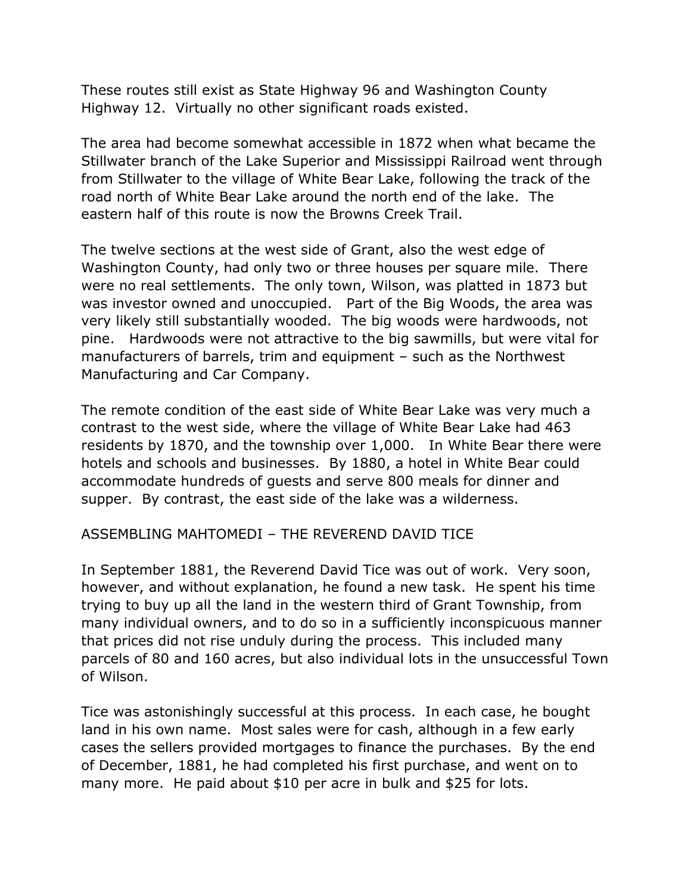These routes still exist as State Highway 96 and Washington County Highway 12. Virtually no other significant roads existed.

The area had become somewhat accessible in 1872 when what became the Stillwater branch of the Lake Superior and Mississippi Railroad went through from Stillwater to the village of White Bear Lake, following the track of the road north of White Bear Lake around the north end of the lake. The eastern half of this route is now the Browns Creek Trail.

The twelve sections at the west side of Grant, also the west edge of Washington County, had only two or three houses per square mile. There were no real settlements. The only town, Wilson, was platted in 1873 but was investor owned and unoccupied. Part of the Big Woods, the area was very likely still substantially wooded. The big woods were hardwoods, not pine. Hardwoods were not attractive to the big sawmills, but were vital for manufacturers of barrels, trim and equipment – such as the Northwest Manufacturing and Car Company.

The remote condition of the east side of White Bear Lake was very much a contrast to the west side, where the village of White Bear Lake had 463 residents by 1870, and the township over 1,000. In White Bear there were hotels and schools and businesses. By 1880, a hotel in White Bear could accommodate hundreds of guests and serve 800 meals for dinner and supper. By contrast, the east side of the lake was a wilderness.

## ASSEMBLING MAHTOMEDI – THE REVEREND DAVID TICE

In September 1881, the Reverend David Tice was out of work. Very soon, however, and without explanation, he found a new task. He spent his time trying to buy up all the land in the western third of Grant Township, from many individual owners, and to do so in a sufficiently inconspicuous manner that prices did not rise unduly during the process. This included many parcels of 80 and 160 acres, but also individual lots in the unsuccessful Town of Wilson.

Tice was astonishingly successful at this process. In each case, he bought land in his own name. Most sales were for cash, although in a few early cases the sellers provided mortgages to finance the purchases. By the end of December, 1881, he had completed his first purchase, and went on to many more. He paid about $10 per acre in bulk and $25 for lots.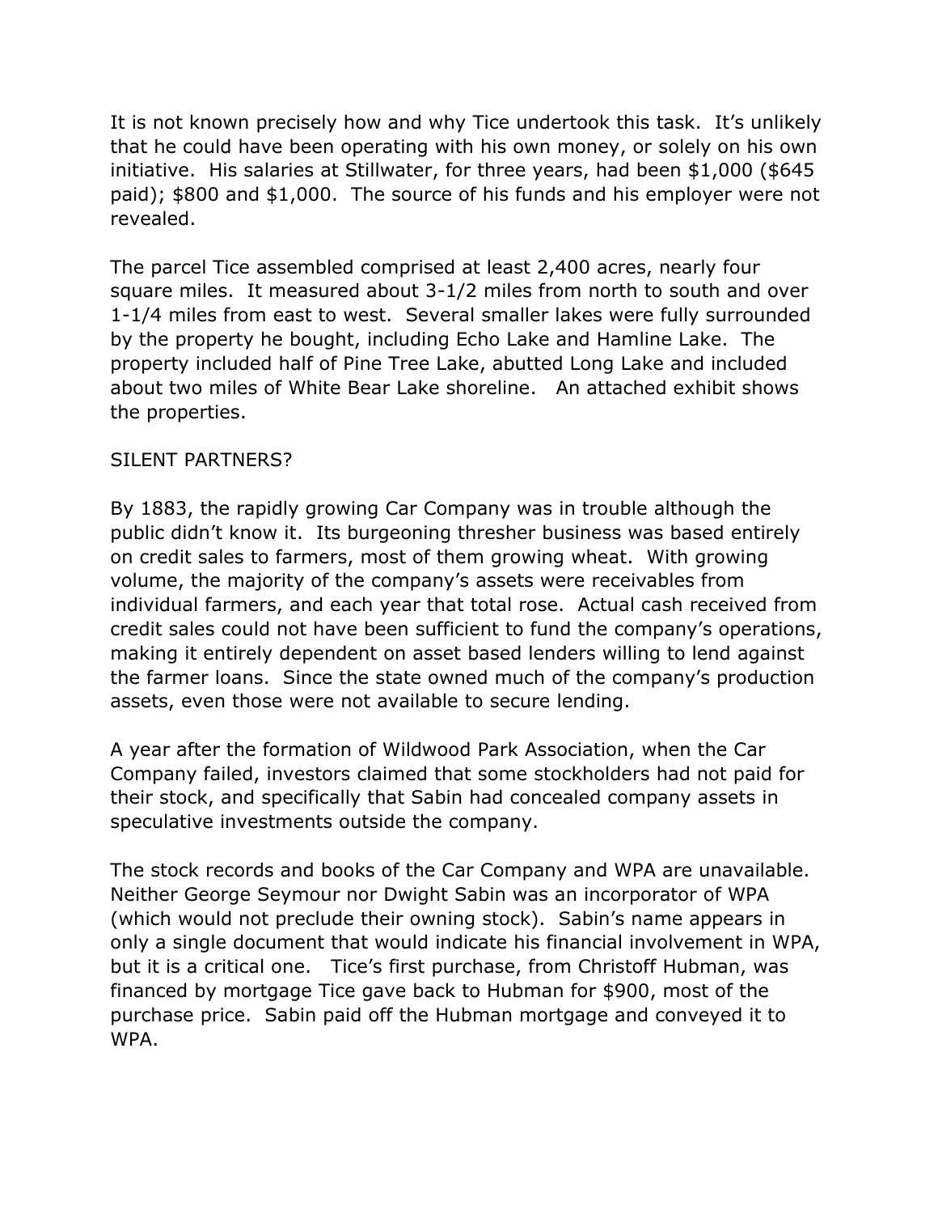It is not known precisely how and why Tice undertook this task. It's unlikely that he could have been operating with his own money, or solely on his own initiative. His salaries at Stillwater, for three years, had been $1,000 ($645 paid); $800 and $1,000. The source of his funds and his employer were not revealed.

The parcel Tice assembled comprised at least 2,400 acres, nearly four square miles. It measured about 3-1/2 miles from north to south and over 1-1/4 miles from east to west. Several smaller lakes were fully surrounded by the property he bought, including Echo Lake and Hamline Lake. The property included half of Pine Tree Lake, abutted Long Lake and included about two miles of White Bear Lake shoreline. An attached exhibit shows the properties.

## SILENT PARTNERS?

By 1883, the rapidly growing Car Company was in trouble although the public didn't know it. Its burgeoning thresher business was based entirely on credit sales to farmers, most of them growing wheat. With growing volume, the majority of the company's assets were receivables from individual farmers, and each year that total rose. Actual cash received from credit sales could not have been sufficient to fund the company's operations, making it entirely dependent on asset based lenders willing to lend against the farmer loans. Since the state owned much of the company's production assets, even those were not available to secure lending.

A year after the formation of Wildwood Park Association, when the Car Company failed, investors claimed that some stockholders had not paid for their stock, and specifically that Sabin had concealed company assets in speculative investments outside the company.

The stock records and books of the Car Company and WPA are unavailable. Neither George Seymour nor Dwight Sabin was an incorporator of WPA (which would not preclude their owning stock). Sabin's name appears in only a single document that would indicate his financial involvement in WPA, but it is a critical one. Tice's first purchase, from Christoff Hubman, was financed by mortgage Tice gave back to Hubman for $900, most of the purchase price. Sabin paid off the Hubman mortgage and conveyed it to WPA.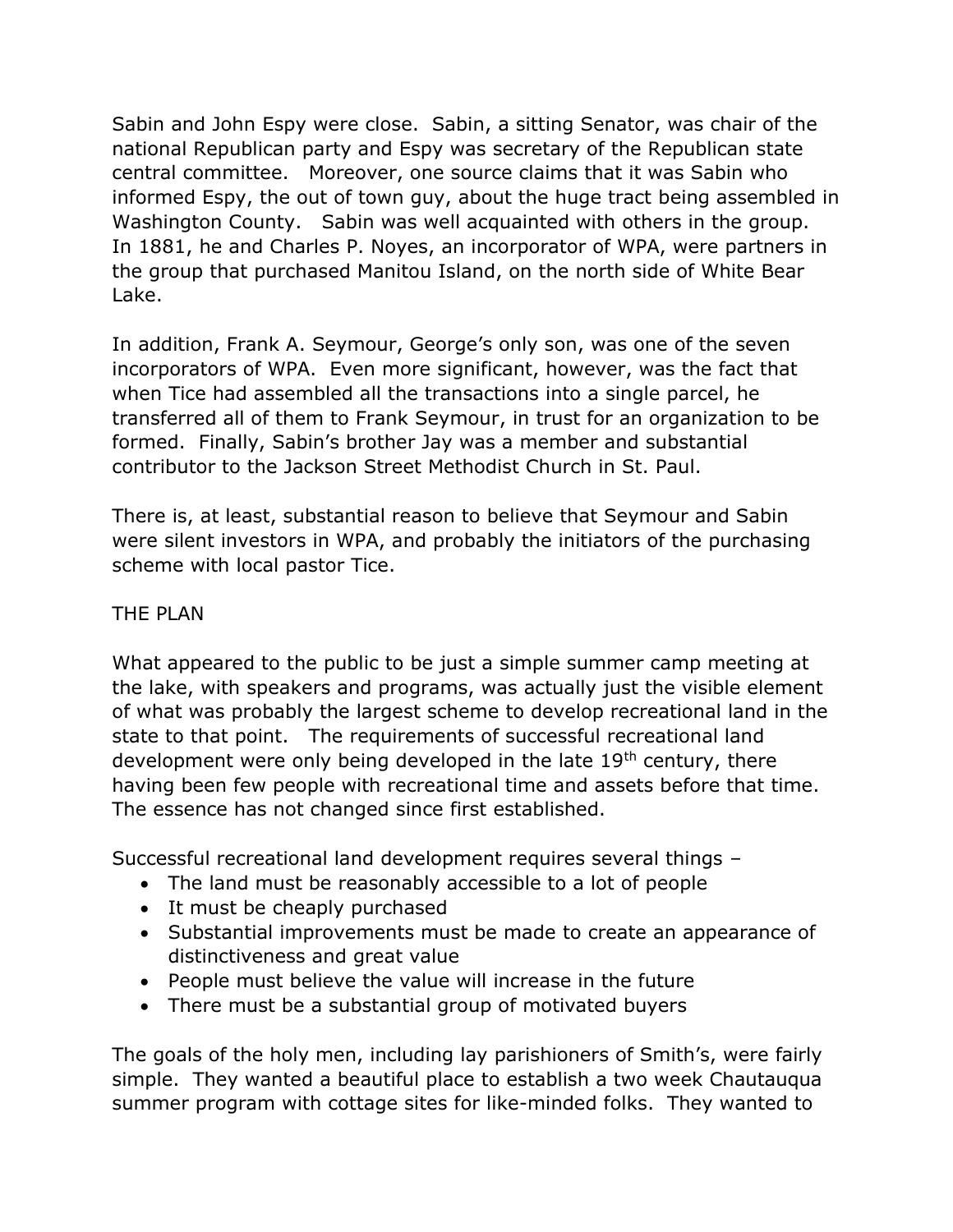Sabin and John Espy were close. Sabin, a sitting Senator, was chair of the national Republican party and Espy was secretary of the Republican state central committee. Moreover, one source claims that it was Sabin who informed Espy, the out of town guy, about the huge tract being assembled in Washington County. Sabin was well acquainted with others in the group. In 1881, he and Charles P. Noyes, an incorporator of WPA, were partners in the group that purchased Manitou Island, on the north side of White Bear Lake.

In addition, Frank A. Seymour, George's only son, was one of the seven incorporators of WPA. Even more significant, however, was the fact that when Tice had assembled all the transactions into a single parcel, he transferred all of them to Frank Seymour, in trust for an organization to be formed. Finally, Sabin's brother Jay was a member and substantial contributor to the Jackson Street Methodist Church in St. Paul.

There is, at least, substantial reason to believe that Seymour and Sabin were silent investors in WPA, and probably the initiators of the purchasing scheme with local pastor Tice.

## THE PLAN

What appeared to the public to be just a simple summer camp meeting at the lake, with speakers and programs, was actually just the visible element of what was probably the largest scheme to develop recreational land in the state to that point. The requirements of successful recreational land development were only being developed in the late 19th century, there having been few people with recreational time and assets before that time. The essence has not changed since first established.

Successful recreational land development requires several things –

- The land must be reasonably accessible to a lot of people
- It must be cheaply purchased
- Substantial improvements must be made to create an appearance of distinctiveness and great value
- People must believe the value will increase in the future
- There must be a substantial group of motivated buyers

The goals of the holy men, including lay parishioners of Smith's, were fairly simple. They wanted a beautiful place to establish a two week Chautauqua summer program with cottage sites for like-minded folks. They wanted to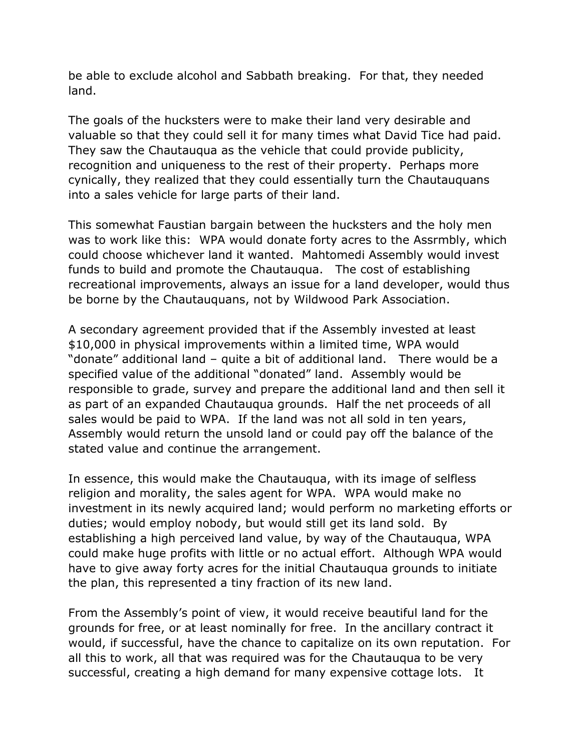be able to exclude alcohol and Sabbath breaking. For that, they needed land.

The goals of the hucksters were to make their land very desirable and valuable so that they could sell it for many times what David Tice had paid. They saw the Chautauqua as the vehicle that could provide publicity, recognition and uniqueness to the rest of their property. Perhaps more cynically, they realized that they could essentially turn the Chautauquans into a sales vehicle for large parts of their land.

This somewhat Faustian bargain between the hucksters and the holy men was to work like this: WPA would donate forty acres to the Assrmbly, which could choose whichever land it wanted. Mahtomedi Assembly would invest funds to build and promote the Chautauqua. The cost of establishing recreational improvements, always an issue for a land developer, would thus be borne by the Chautauquans, not by Wildwood Park Association.

A secondary agreement provided that if the Assembly invested at least $10,000 in physical improvements within a limited time, WPA would "donate" additional land – quite a bit of additional land. There would be a specified value of the additional "donated" land. Assembly would be responsible to grade, survey and prepare the additional land and then sell it as part of an expanded Chautauqua grounds. Half the net proceeds of all sales would be paid to WPA. If the land was not all sold in ten years, Assembly would return the unsold land or could pay off the balance of the stated value and continue the arrangement.

In essence, this would make the Chautauqua, with its image of selfless religion and morality, the sales agent for WPA. WPA would make no investment in its newly acquired land; would perform no marketing efforts or duties; would employ nobody, but would still get its land sold. By establishing a high perceived land value, by way of the Chautauqua, WPA could make huge profits with little or no actual effort. Although WPA would have to give away forty acres for the initial Chautauqua grounds to initiate the plan, this represented a tiny fraction of its new land.

From the Assembly's point of view, it would receive beautiful land for the grounds for free, or at least nominally for free. In the ancillary contract it would, if successful, have the chance to capitalize on its own reputation. For all this to work, all that was required was for the Chautauqua to be very successful, creating a high demand for many expensive cottage lots. It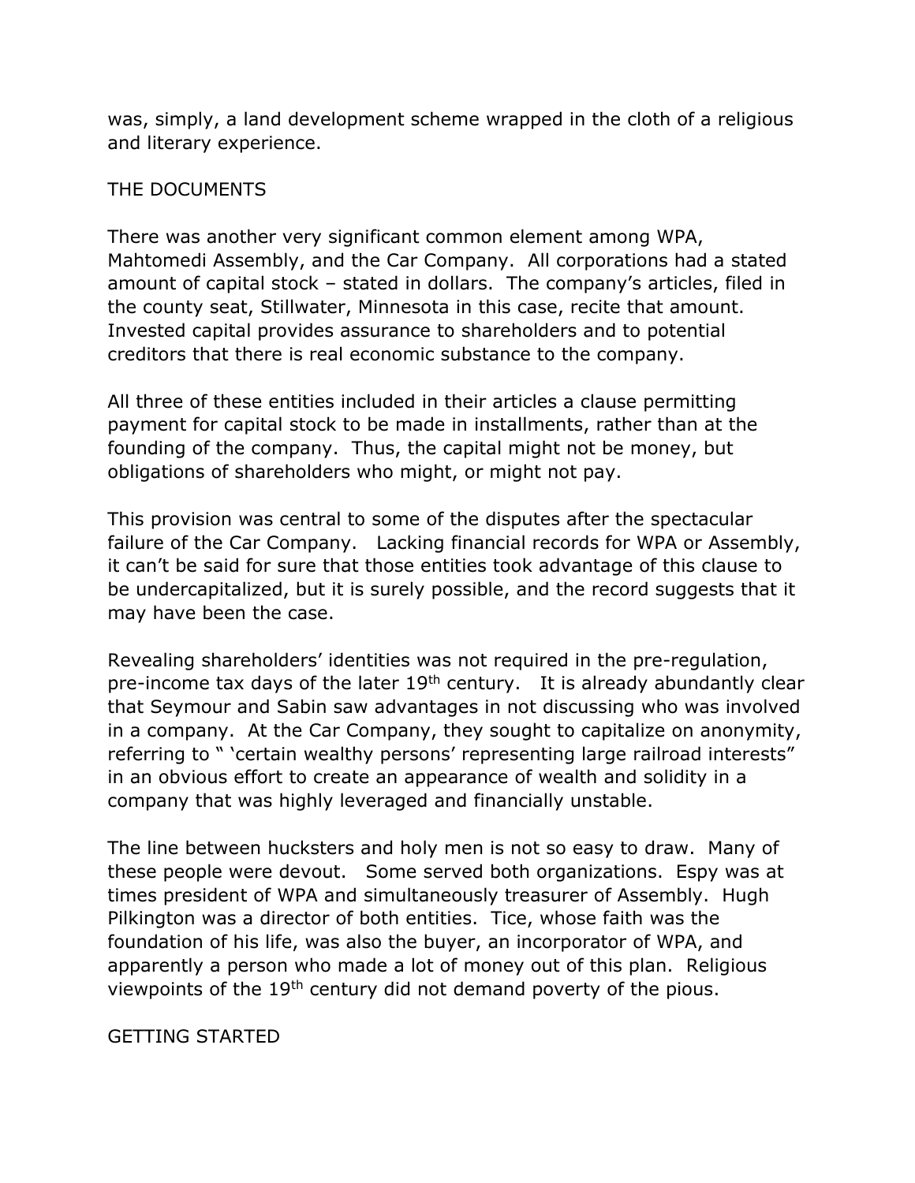was, simply, a land development scheme wrapped in the cloth of a religious and literary experience.

## THE DOCUMENTS

There was another very significant common element among WPA, Mahtomedi Assembly, and the Car Company. All corporations had a stated amount of capital stock – stated in dollars. The company's articles, filed in the county seat, Stillwater, Minnesota in this case, recite that amount. Invested capital provides assurance to shareholders and to potential creditors that there is real economic substance to the company.

All three of these entities included in their articles a clause permitting payment for capital stock to be made in installments, rather than at the founding of the company. Thus, the capital might not be money, but obligations of shareholders who might, or might not pay.

This provision was central to some of the disputes after the spectacular failure of the Car Company. Lacking financial records for WPA or Assembly, it can't be said for sure that those entities took advantage of this clause to be undercapitalized, but it is surely possible, and the record suggests that it may have been the case.

Revealing shareholders' identities was not required in the pre-regulation, pre-income tax days of the later 19th century. It is already abundantly clear that Seymour and Sabin saw advantages in not discussing who was involved in a company. At the Car Company, they sought to capitalize on anonymity, referring to " 'certain wealthy persons' representing large railroad interests" in an obvious effort to create an appearance of wealth and solidity in a company that was highly leveraged and financially unstable.

The line between hucksters and holy men is not so easy to draw. Many of these people were devout. Some served both organizations. Espy was at times president of WPA and simultaneously treasurer of Assembly. Hugh Pilkington was a director of both entities. Tice, whose faith was the foundation of his life, was also the buyer, an incorporator of WPA, and apparently a person who made a lot of money out of this plan. Religious viewpoints of the 19th century did not demand poverty of the pious.

## GETTING STARTED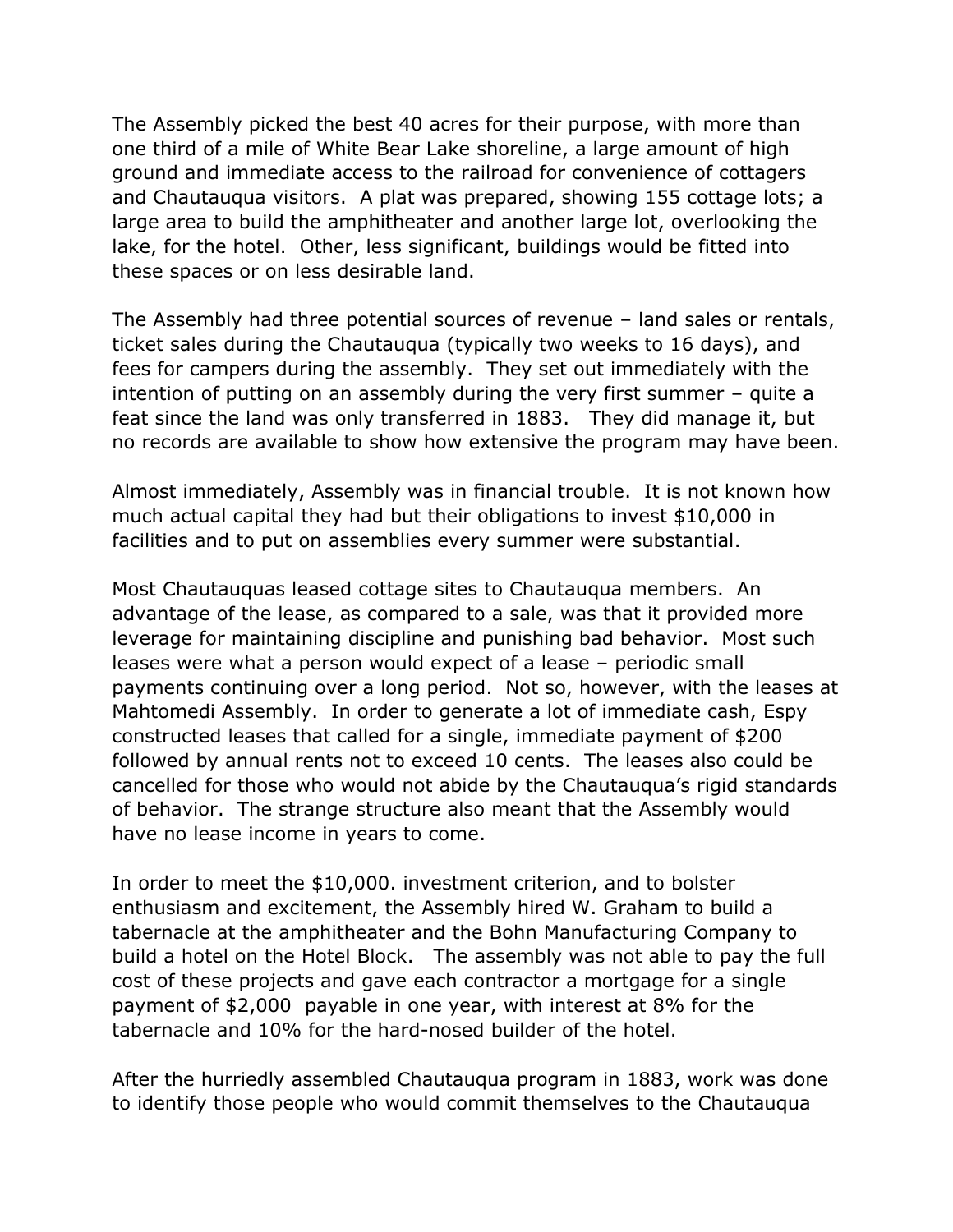The Assembly picked the best 40 acres for their purpose, with more than one third of a mile of White Bear Lake shoreline, a large amount of high ground and immediate access to the railroad for convenience of cottagers and Chautauqua visitors. A plat was prepared, showing 155 cottage lots; a large area to build the amphitheater and another large lot, overlooking the lake, for the hotel. Other, less significant, buildings would be fitted into these spaces or on less desirable land.

The Assembly had three potential sources of revenue – land sales or rentals, ticket sales during the Chautauqua (typically two weeks to 16 days), and fees for campers during the assembly. They set out immediately with the intention of putting on an assembly during the very first summer – quite a feat since the land was only transferred in 1883. They did manage it, but no records are available to show how extensive the program may have been.

Almost immediately, Assembly was in financial trouble. It is not known how much actual capital they had but their obligations to invest $10,000 in facilities and to put on assemblies every summer were substantial.

Most Chautauquas leased cottage sites to Chautauqua members. An advantage of the lease, as compared to a sale, was that it provided more leverage for maintaining discipline and punishing bad behavior. Most such leases were what a person would expect of a lease – periodic small payments continuing over a long period. Not so, however, with the leases at Mahtomedi Assembly. In order to generate a lot of immediate cash, Espy constructed leases that called for a single, immediate payment of $200 followed by annual rents not to exceed 10 cents. The leases also could be cancelled for those who would not abide by the Chautauqua's rigid standards of behavior. The strange structure also meant that the Assembly would have no lease income in years to come.

In order to meet the $10,000. investment criterion, and to bolster enthusiasm and excitement, the Assembly hired W. Graham to build a tabernacle at the amphitheater and the Bohn Manufacturing Company to build a hotel on the Hotel Block. The assembly was not able to pay the full cost of these projects and gave each contractor a mortgage for a single payment of $2,000 payable in one year, with interest at 8% for the tabernacle and 10% for the hard-nosed builder of the hotel.

After the hurriedly assembled Chautauqua program in 1883, work was done to identify those people who would commit themselves to the Chautauqua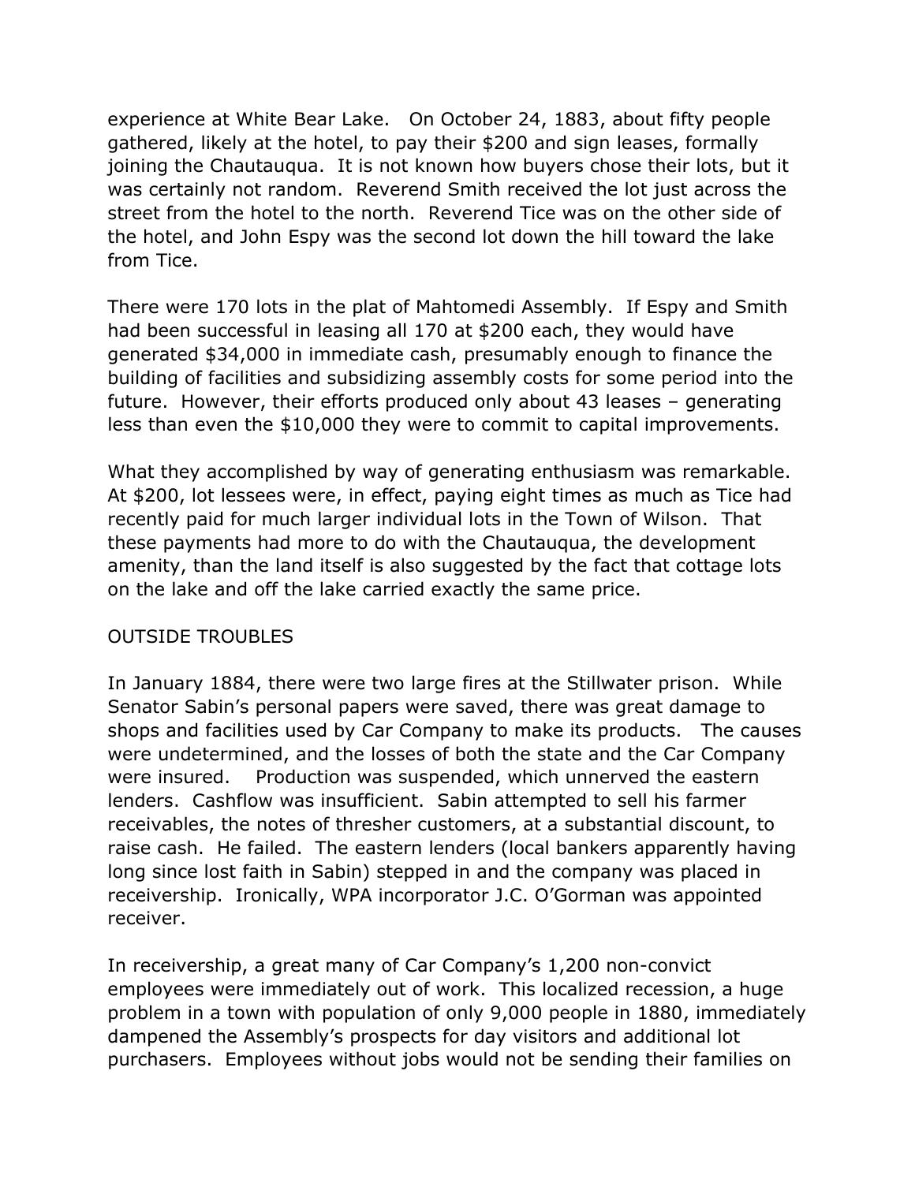experience at White Bear Lake. On October 24, 1883, about fifty people gathered, likely at the hotel, to pay their $200 and sign leases, formally joining the Chautauqua. It is not known how buyers chose their lots, but it was certainly not random. Reverend Smith received the lot just across the street from the hotel to the north. Reverend Tice was on the other side of the hotel, and John Espy was the second lot down the hill toward the lake from Tice.

There were 170 lots in the plat of Mahtomedi Assembly. If Espy and Smith had been successful in leasing all 170 at $200 each, they would have generated $34,000 in immediate cash, presumably enough to finance the building of facilities and subsidizing assembly costs for some period into the future. However, their efforts produced only about 43 leases – generating less than even the $10,000 they were to commit to capital improvements.

What they accomplished by way of generating enthusiasm was remarkable. At $200, lot lessees were, in effect, paying eight times as much as Tice had recently paid for much larger individual lots in the Town of Wilson. That these payments had more to do with the Chautauqua, the development amenity, than the land itself is also suggested by the fact that cottage lots on the lake and off the lake carried exactly the same price.

## OUTSIDE TROUBLES

In January 1884, there were two large fires at the Stillwater prison. While Senator Sabin's personal papers were saved, there was great damage to shops and facilities used by Car Company to make its products. The causes were undetermined, and the losses of both the state and the Car Company were insured. Production was suspended, which unnerved the eastern lenders. Cashflow was insufficient. Sabin attempted to sell his farmer receivables, the notes of thresher customers, at a substantial discount, to raise cash. He failed. The eastern lenders (local bankers apparently having long since lost faith in Sabin) stepped in and the company was placed in receivership. Ironically, WPA incorporator J.C. O'Gorman was appointed receiver.

In receivership, a great many of Car Company's 1,200 non-convict employees were immediately out of work. This localized recession, a huge problem in a town with population of only 9,000 people in 1880, immediately dampened the Assembly's prospects for day visitors and additional lot purchasers. Employees without jobs would not be sending their families on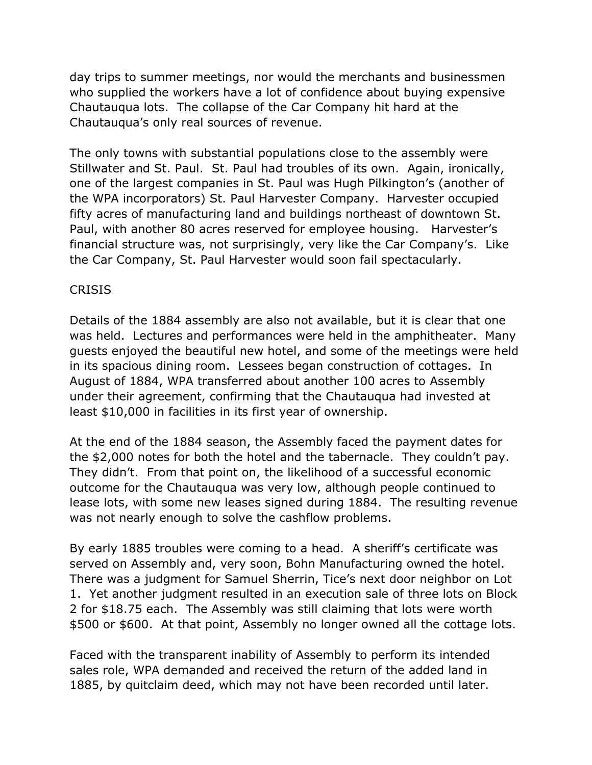day trips to summer meetings, nor would the merchants and businessmen who supplied the workers have a lot of confidence about buying expensive Chautauqua lots. The collapse of the Car Company hit hard at the Chautauqua's only real sources of revenue.

The only towns with substantial populations close to the assembly were Stillwater and St. Paul. St. Paul had troubles of its own. Again, ironically, one of the largest companies in St. Paul was Hugh Pilkington's (another of the WPA incorporators) St. Paul Harvester Company. Harvester occupied fifty acres of manufacturing land and buildings northeast of downtown St. Paul, with another 80 acres reserved for employee housing. Harvester's financial structure was, not surprisingly, very like the Car Company's. Like the Car Company, St. Paul Harvester would soon fail spectacularly.

## CRISIS

Details of the 1884 assembly are also not available, but it is clear that one was held. Lectures and performances were held in the amphitheater. Many guests enjoyed the beautiful new hotel, and some of the meetings were held in its spacious dining room. Lessees began construction of cottages. In August of 1884, WPA transferred about another 100 acres to Assembly under their agreement, confirming that the Chautauqua had invested at least $10,000 in facilities in its first year of ownership.

At the end of the 1884 season, the Assembly faced the payment dates for the $2,000 notes for both the hotel and the tabernacle. They couldn't pay. They didn't. From that point on, the likelihood of a successful economic outcome for the Chautauqua was very low, although people continued to lease lots, with some new leases signed during 1884. The resulting revenue was not nearly enough to solve the cashflow problems.

By early 1885 troubles were coming to a head. A sheriff's certificate was served on Assembly and, very soon, Bohn Manufacturing owned the hotel. There was a judgment for Samuel Sherrin, Tice's next door neighbor on Lot 1. Yet another judgment resulted in an execution sale of three lots on Block 2 for $18.75 each. The Assembly was still claiming that lots were worth $500 or $600. At that point, Assembly no longer owned all the cottage lots.

Faced with the transparent inability of Assembly to perform its intended sales role, WPA demanded and received the return of the added land in 1885, by quitclaim deed, which may not have been recorded until later.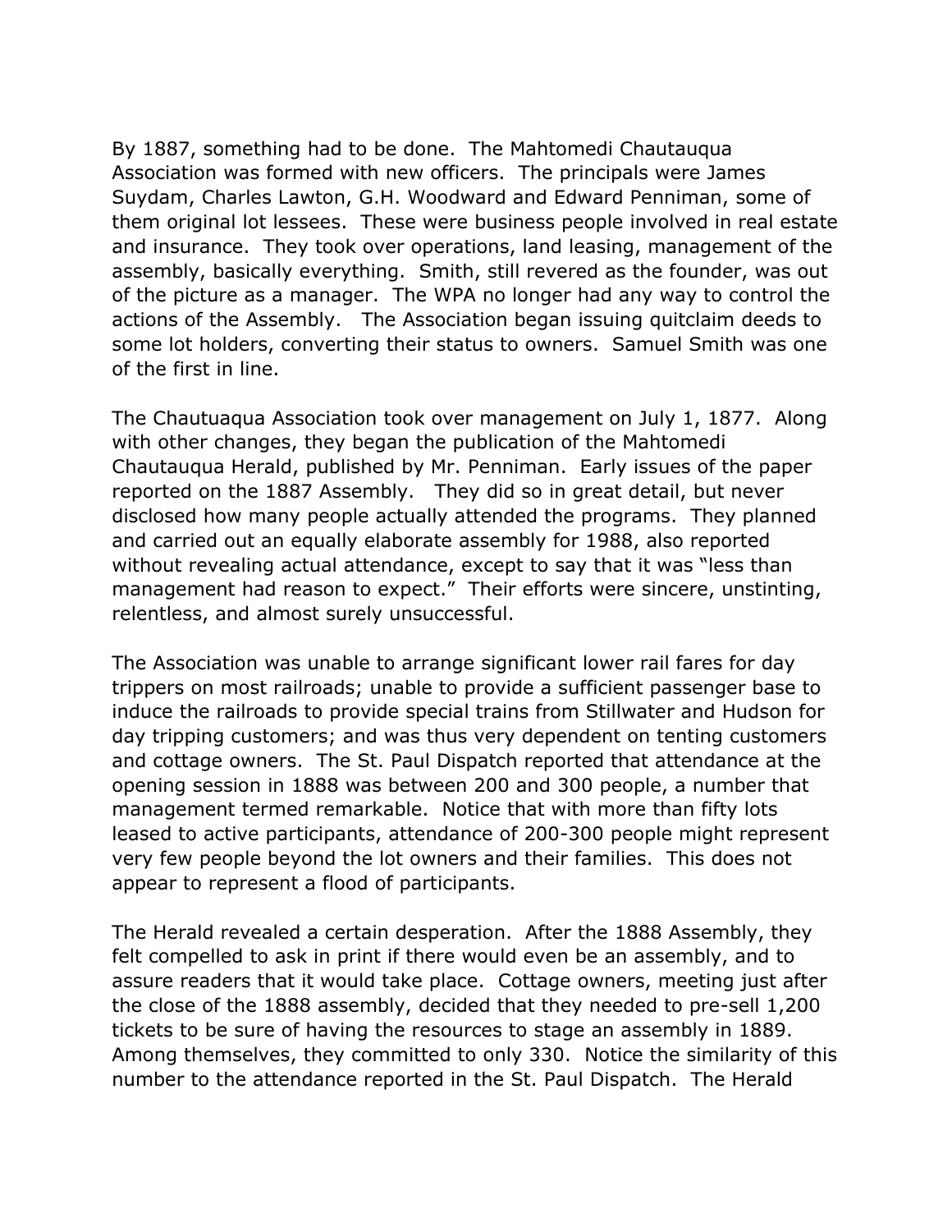By 1887, something had to be done. The Mahtomedi Chautauqua Association was formed with new officers. The principals were James Suydam, Charles Lawton, G.H. Woodward and Edward Penniman, some of them original lot lessees. These were business people involved in real estate and insurance. They took over operations, land leasing, management of the assembly, basically everything. Smith, still revered as the founder, was out of the picture as a manager. The WPA no longer had any way to control the actions of the Assembly. The Association began issuing quitclaim deeds to some lot holders, converting their status to owners. Samuel Smith was one of the first in line.

The Chautuaqua Association took over management on July 1, 1877. Along with other changes, they began the publication of the Mahtomedi Chautauqua Herald, published by Mr. Penniman. Early issues of the paper reported on the 1887 Assembly. They did so in great detail, but never disclosed how many people actually attended the programs. They planned and carried out an equally elaborate assembly for 1988, also reported without revealing actual attendance, except to say that it was "less than management had reason to expect." Their efforts were sincere, unstinting, relentless, and almost surely unsuccessful.

The Association was unable to arrange significant lower rail fares for day trippers on most railroads; unable to provide a sufficient passenger base to induce the railroads to provide special trains from Stillwater and Hudson for day tripping customers; and was thus very dependent on tenting customers and cottage owners. The St. Paul Dispatch reported that attendance at the opening session in 1888 was between 200 and 300 people, a number that management termed remarkable. Notice that with more than fifty lots leased to active participants, attendance of 200-300 people might represent very few people beyond the lot owners and their families. This does not appear to represent a flood of participants.

The Herald revealed a certain desperation. After the 1888 Assembly, they felt compelled to ask in print if there would even be an assembly, and to assure readers that it would take place. Cottage owners, meeting just after the close of the 1888 assembly, decided that they needed to pre-sell 1,200 tickets to be sure of having the resources to stage an assembly in 1889. Among themselves, they committed to only 330. Notice the similarity of this number to the attendance reported in the St. Paul Dispatch. The Herald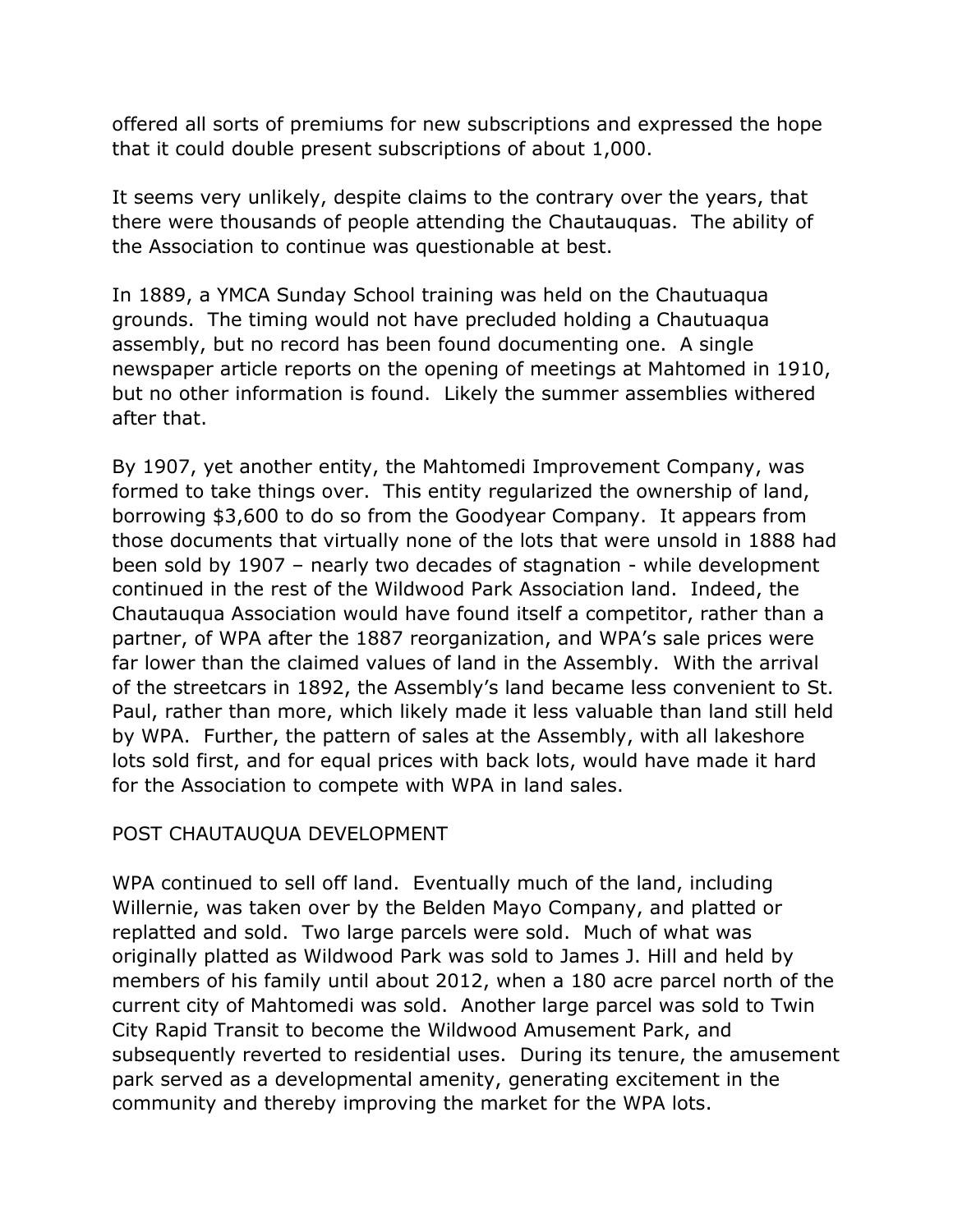offered all sorts of premiums for new subscriptions and expressed the hope that it could double present subscriptions of about 1,000.

It seems very unlikely, despite claims to the contrary over the years, that there were thousands of people attending the Chautauquas. The ability of the Association to continue was questionable at best.

In 1889, a YMCA Sunday School training was held on the Chautuaqua grounds. The timing would not have precluded holding a Chautuaqua assembly, but no record has been found documenting one. A single newspaper article reports on the opening of meetings at Mahtomed in 1910, but no other information is found. Likely the summer assemblies withered after that.

By 1907, yet another entity, the Mahtomedi Improvement Company, was formed to take things over. This entity regularized the ownership of land, borrowing $3,600 to do so from the Goodyear Company. It appears from those documents that virtually none of the lots that were unsold in 1888 had been sold by 1907 – nearly two decades of stagnation - while development continued in the rest of the Wildwood Park Association land. Indeed, the Chautauqua Association would have found itself a competitor, rather than a partner, of WPA after the 1887 reorganization, and WPA's sale prices were far lower than the claimed values of land in the Assembly. With the arrival of the streetcars in 1892, the Assembly's land became less convenient to St. Paul, rather than more, which likely made it less valuable than land still held by WPA. Further, the pattern of sales at the Assembly, with all lakeshore lots sold first, and for equal prices with back lots, would have made it hard for the Association to compete with WPA in land sales.

## POST CHAUTAUQUA DEVELOPMENT

WPA continued to sell off land. Eventually much of the land, including Willernie, was taken over by the Belden Mayo Company, and platted or replatted and sold. Two large parcels were sold. Much of what was originally platted as Wildwood Park was sold to James J. Hill and held by members of his family until about 2012, when a 180 acre parcel north of the current city of Mahtomedi was sold. Another large parcel was sold to Twin City Rapid Transit to become the Wildwood Amusement Park, and subsequently reverted to residential uses. During its tenure, the amusement park served as a developmental amenity, generating excitement in the community and thereby improving the market for the WPA lots.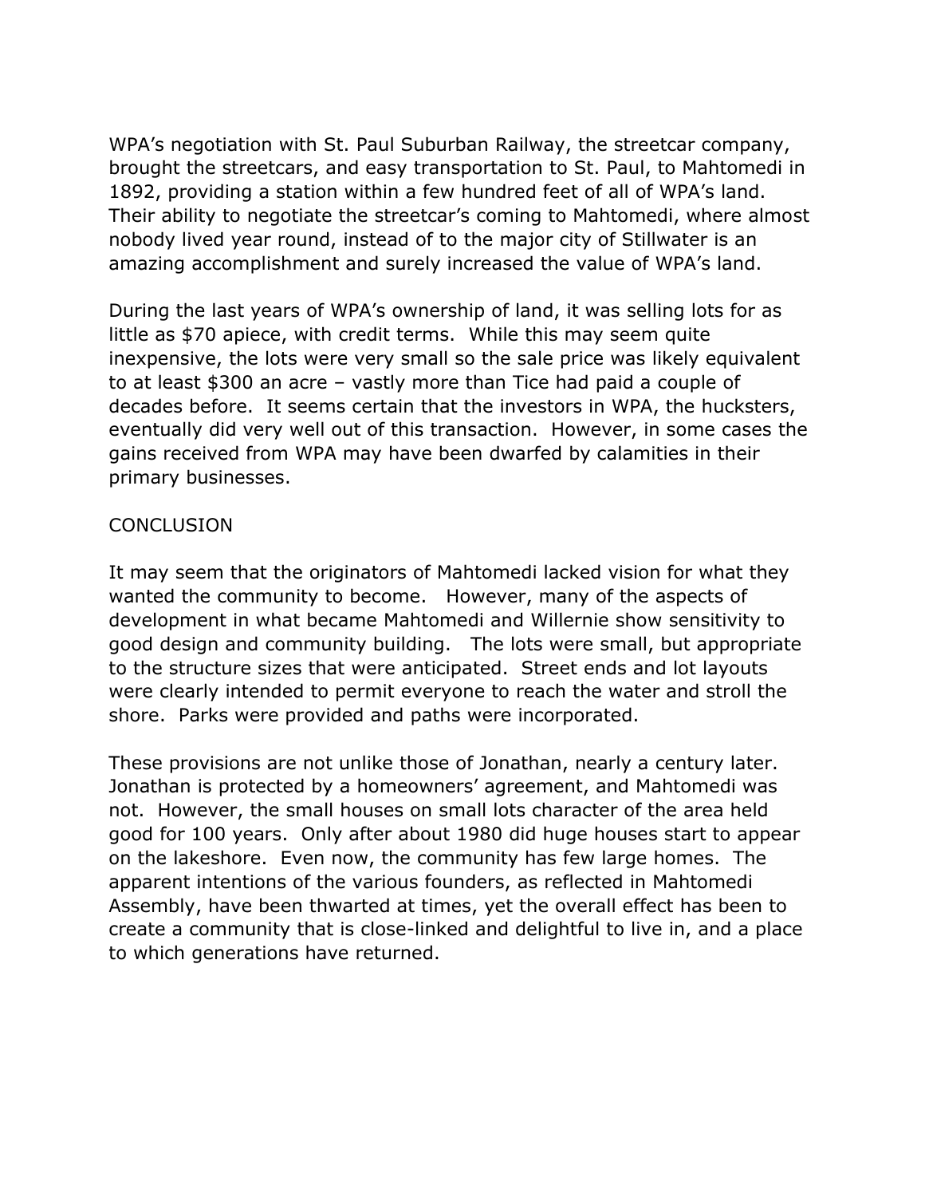WPA's negotiation with St. Paul Suburban Railway, the streetcar company, brought the streetcars, and easy transportation to St. Paul, to Mahtomedi in 1892, providing a station within a few hundred feet of all of WPA's land. Their ability to negotiate the streetcar's coming to Mahtomedi, where almost nobody lived year round, instead of to the major city of Stillwater is an amazing accomplishment and surely increased the value of WPA's land.

During the last years of WPA's ownership of land, it was selling lots for as little as $70 apiece, with credit terms. While this may seem quite inexpensive, the lots were very small so the sale price was likely equivalent to at least $300 an acre – vastly more than Tice had paid a couple of decades before. It seems certain that the investors in WPA, the hucksters, eventually did very well out of this transaction. However, in some cases the gains received from WPA may have been dwarfed by calamities in their primary businesses.

## CONCLUSION

It may seem that the originators of Mahtomedi lacked vision for what they wanted the community to become. However, many of the aspects of development in what became Mahtomedi and Willernie show sensitivity to good design and community building. The lots were small, but appropriate to the structure sizes that were anticipated. Street ends and lot layouts were clearly intended to permit everyone to reach the water and stroll the shore. Parks were provided and paths were incorporated.

These provisions are not unlike those of Jonathan, nearly a century later. Jonathan is protected by a homeowners' agreement, and Mahtomedi was not. However, the small houses on small lots character of the area held good for 100 years. Only after about 1980 did huge houses start to appear on the lakeshore. Even now, the community has few large homes. The apparent intentions of the various founders, as reflected in Mahtomedi Assembly, have been thwarted at times, yet the overall effect has been to create a community that is close-linked and delightful to live in, and a place to which generations have returned.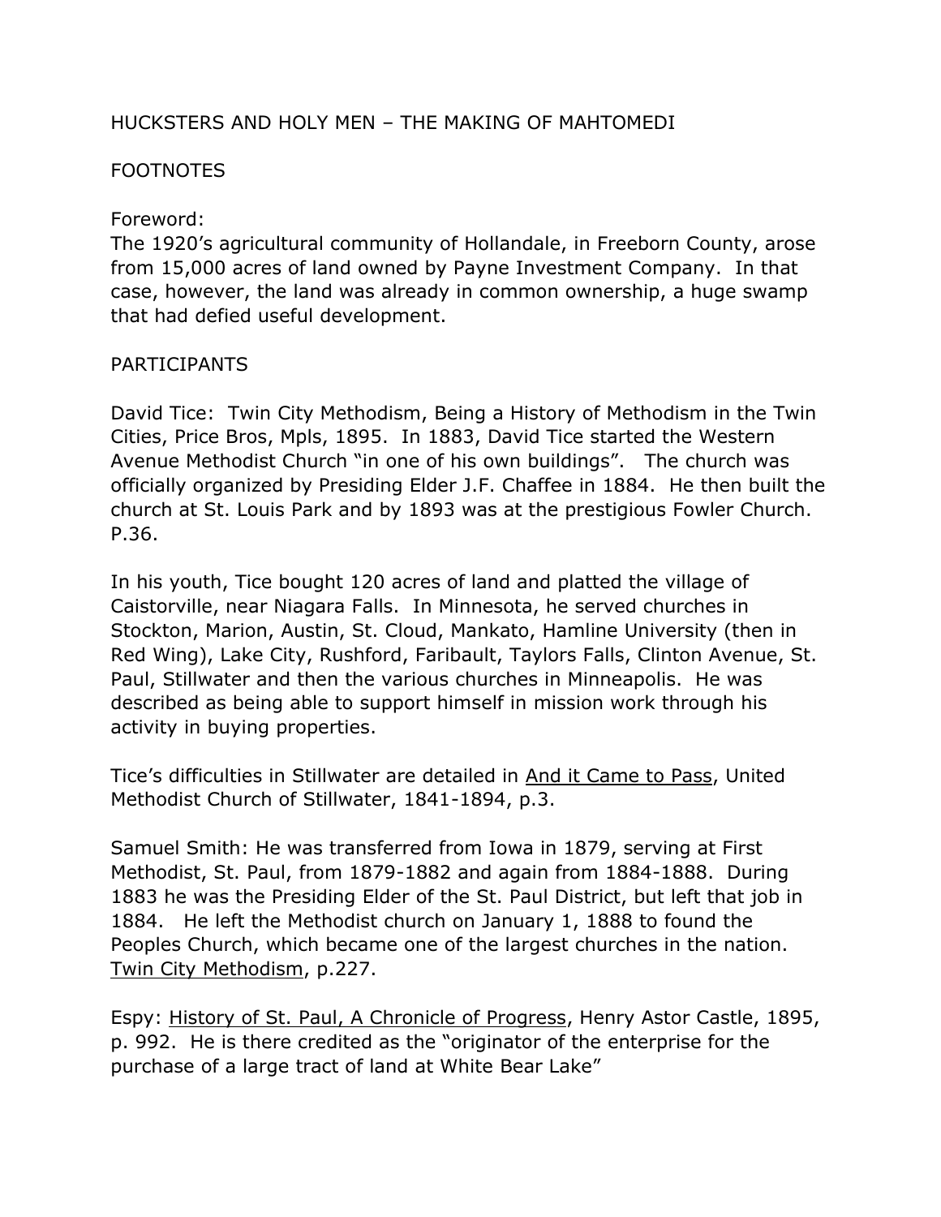# HUCKSTERS AND HOLY MEN – THE MAKING OF MAHTOMEDI

## FOOTNOTES

### Foreword:

The 1920's agricultural community of Hollandale, in Freeborn County, arose from 15,000 acres of land owned by Payne Investment Company. In that case, however, the land was already in common ownership, a huge swamp that had defied useful development.

### PARTICIPANTS

David Tice: Twin City Methodism, Being a History of Methodism in the Twin Cities, Price Bros, Mpls, 1895. In 1883, David Tice started the Western Avenue Methodist Church "in one of his own buildings". The church was officially organized by Presiding Elder J.F. Chaffee in 1884. He then built the church at St. Louis Park and by 1893 was at the prestigious Fowler Church. P.36.

In his youth, Tice bought 120 acres of land and platted the village of Caistorville, near Niagara Falls. In Minnesota, he served churches in Stockton, Marion, Austin, St. Cloud, Mankato, Hamline University (then in Red Wing), Lake City, Rushford, Faribault, Taylors Falls, Clinton Avenue, St. Paul, Stillwater and then the various churches in Minneapolis. He was described as being able to support himself in mission work through his activity in buying properties.

Tice's difficulties in Stillwater are detailed in <u>And it Came to Pass</u>, United Methodist Church of Stillwater, 1841-1894, p.3.

Samuel Smith: He was transferred from Iowa in 1879, serving at First Methodist, St. Paul, from 1879-1882 and again from 1884-1888. During 1883 he was the Presiding Elder of the St. Paul District, but left that job in 1884. He left the Methodist church on January 1, 1888 to found the Peoples Church, which became one of the largest churches in the nation. <u>Twin City Methodism</u>, p.227.

Espy: <u>History of St. Paul, A Chronicle of Progress</u>, Henry Astor Castle, 1895, p. 992. He is there credited as the "originator of the enterprise for the purchase of a large tract of land at White Bear Lake"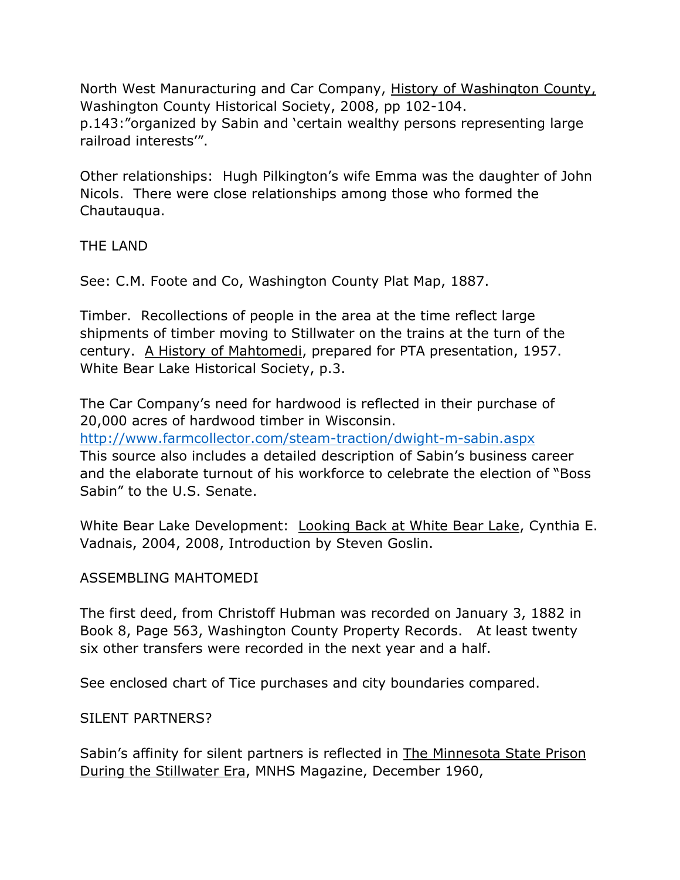North West Manuracturing and Car Company, History of Washington County, Washington County Historical Society, 2008, pp 102-104.
p.143:"organized by Sabin and 'certain wealthy persons representing large railroad interests'".

Other relationships: Hugh Pilkington's wife Emma was the daughter of John Nicols. There were close relationships among those who formed the Chautauqua.

THE LAND

See: C.M. Foote and Co, Washington County Plat Map, 1887.

Timber. Recollections of people in the area at the time reflect large shipments of timber moving to Stillwater on the trains at the turn of the century. A History of Mahtomedi, prepared for PTA presentation, 1957. White Bear Lake Historical Society, p.3.

The Car Company's need for hardwood is reflected in their purchase of 20,000 acres of hardwood timber in Wisconsin.
http://www.farmcollector.com/steam-traction/dwight-m-sabin.aspx
This source also includes a detailed description of Sabin's business career and the elaborate turnout of his workforce to celebrate the election of "Boss Sabin" to the U.S. Senate.

White Bear Lake Development: Looking Back at White Bear Lake, Cynthia E. Vadnais, 2004, 2008, Introduction by Steven Goslin.

ASSEMBLING MAHTOMEDI

The first deed, from Christoff Hubman was recorded on January 3, 1882 in Book 8, Page 563, Washington County Property Records. At least twenty six other transfers were recorded in the next year and a half.

See enclosed chart of Tice purchases and city boundaries compared.

SILENT PARTNERS?

Sabin's affinity for silent partners is reflected in The Minnesota State Prison During the Stillwater Era, MNHS Magazine, December 1960,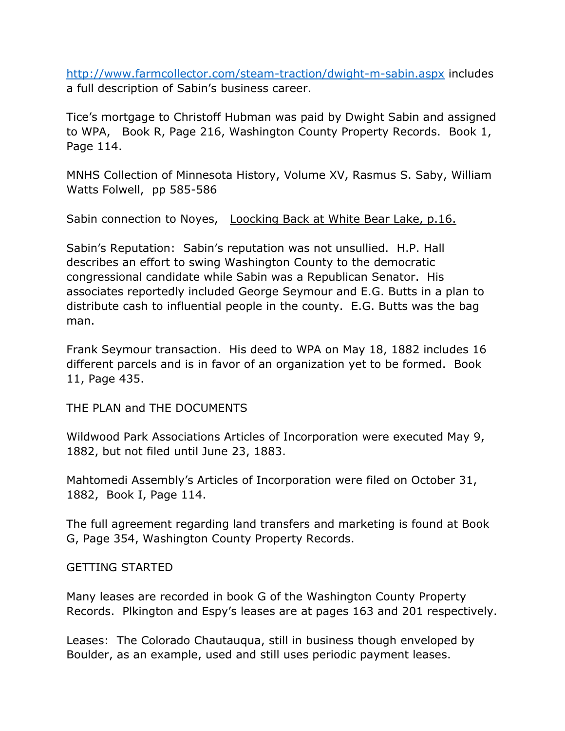[http://www.farmcollector.com/steam-traction/dwight-m-sabin.aspx](http://www.farmcollector.com/steam-traction/dwight-m-sabin.aspx) includes a full description of Sabin's business career.

Tice's mortgage to Christoff Hubman was paid by Dwight Sabin and assigned to WPA, Book R, Page 216, Washington County Property Records. Book 1, Page 114.

MNHS Collection of Minnesota History, Volume XV, Rasmus S. Saby, William Watts Folwell, pp 585-586

Sabin connection to Noyes, <u>Loocking Back at White Bear Lake, p.16.</u>

Sabin's Reputation: Sabin's reputation was not unsullied. H.P. Hall describes an effort to swing Washington County to the democratic congressional candidate while Sabin was a Republican Senator. His associates reportedly included George Seymour and E.G. Butts in a plan to distribute cash to influential people in the county. E.G. Butts was the bag man.

Frank Seymour transaction. His deed to WPA on May 18, 1882 includes 16 different parcels and is in favor of an organization yet to be formed. Book 11, Page 435.

THE PLAN and THE DOCUMENTS

Wildwood Park Associations Articles of Incorporation were executed May 9, 1882, but not filed until June 23, 1883.

Mahtomedi Assembly's Articles of Incorporation were filed on October 31, 1882, Book I, Page 114.

The full agreement regarding land transfers and marketing is found at Book G, Page 354, Washington County Property Records.

GETTING STARTED

Many leases are recorded in book G of the Washington County Property Records. Plkington and Espy's leases are at pages 163 and 201 respectively.

Leases: The Colorado Chautauqua, still in business though enveloped by Boulder, as an example, used and still uses periodic payment leases.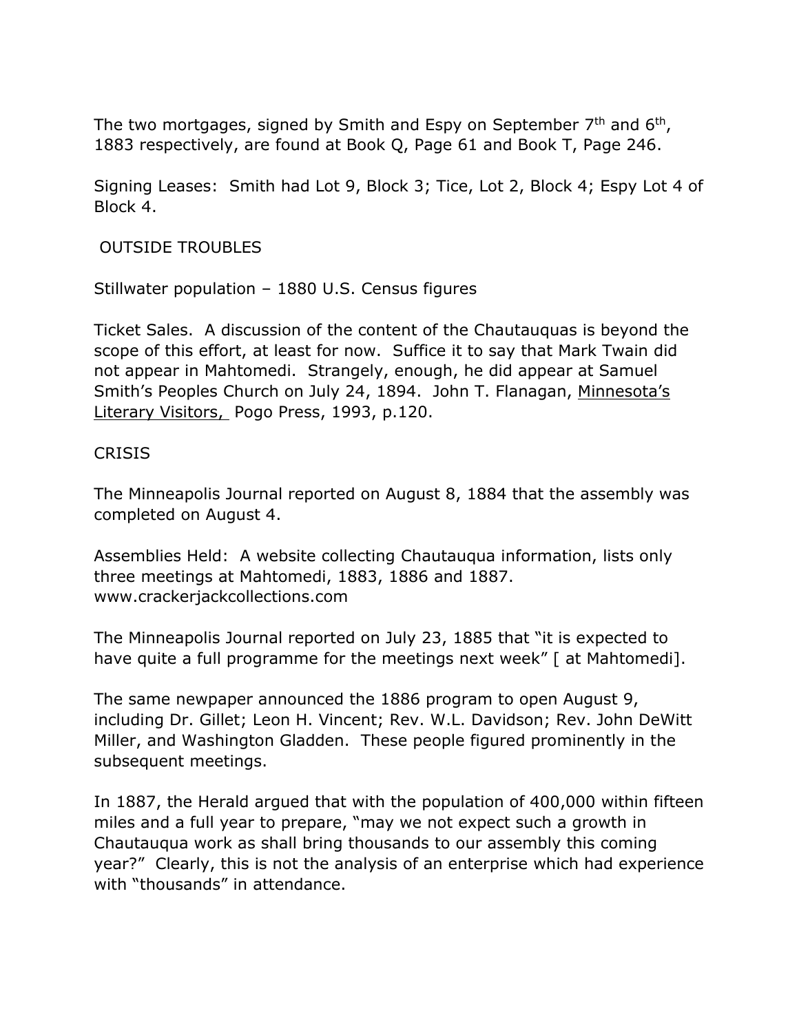The two mortgages, signed by Smith and Espy on September 7th and 6th, 1883 respectively, are found at Book Q, Page 61 and Book T, Page 246.

Signing Leases: Smith had Lot 9, Block 3; Tice, Lot 2, Block 4; Espy Lot 4 of Block 4.

## OUTSIDE TROUBLES

Stillwater population – 1880 U.S. Census figures

Ticket Sales. A discussion of the content of the Chautauquas is beyond the scope of this effort, at least for now. Suffice it to say that Mark Twain did not appear in Mahtomedi. Strangely, enough, he did appear at Samuel Smith's Peoples Church on July 24, 1894. John T. Flanagan, Minnesota's Literary Visitors, Pogo Press, 1993, p.120.

## CRISIS

The Minneapolis Journal reported on August 8, 1884 that the assembly was completed on August 4.

Assemblies Held: A website collecting Chautauqua information, lists only three meetings at Mahtomedi, 1883, 1886 and 1887. www.crackerjackcollections.com

The Minneapolis Journal reported on July 23, 1885 that "it is expected to have quite a full programme for the meetings next week" [ at Mahtomedi].

The same newpaper announced the 1886 program to open August 9, including Dr. Gillet; Leon H. Vincent; Rev. W.L. Davidson; Rev. John DeWitt Miller, and Washington Gladden. These people figured prominently in the subsequent meetings.

In 1887, the Herald argued that with the population of 400,000 within fifteen miles and a full year to prepare, "may we not expect such a growth in Chautauqua work as shall bring thousands to our assembly this coming year?" Clearly, this is not the analysis of an enterprise which had experience with "thousands" in attendance.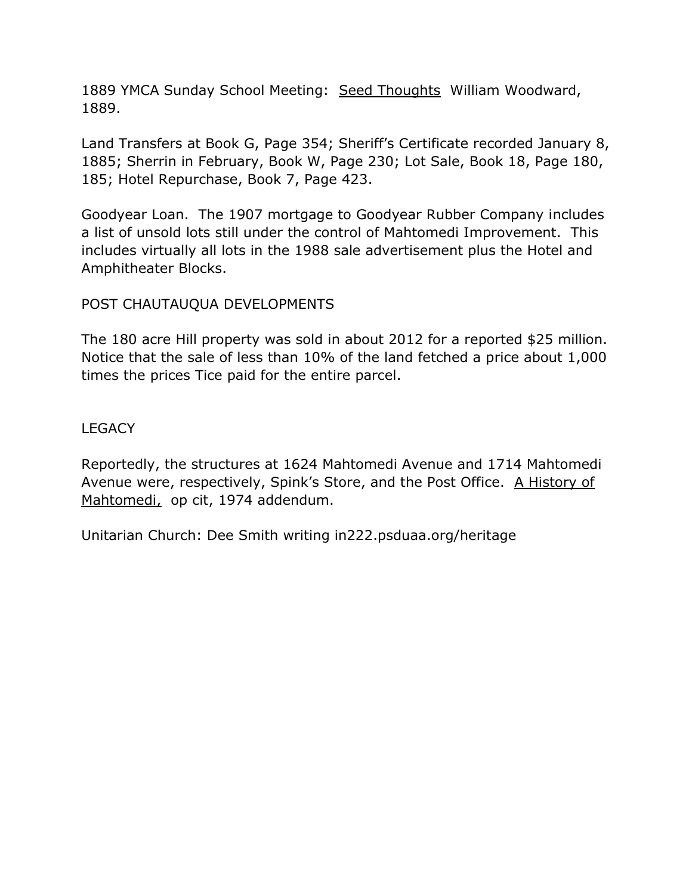1889 YMCA Sunday School Meeting: Seed Thoughts William Woodward, 1889.

Land Transfers at Book G, Page 354; Sheriff's Certificate recorded January 8, 1885; Sherrin in February, Book W, Page 230; Lot Sale, Book 18, Page 180, 185; Hotel Repurchase, Book 7, Page 423.

Goodyear Loan. The 1907 mortgage to Goodyear Rubber Company includes a list of unsold lots still under the control of Mahtomedi Improvement. This includes virtually all lots in the 1988 sale advertisement plus the Hotel and Amphitheater Blocks.

## POST CHAUTAUQUA DEVELOPMENTS

The 180 acre Hill property was sold in about 2012 for a reported $25 million. Notice that the sale of less than 10% of the land fetched a price about 1,000 times the prices Tice paid for the entire parcel.

## LEGACY

Reportedly, the structures at 1624 Mahtomedi Avenue and 1714 Mahtomedi Avenue were, respectively, Spink's Store, and the Post Office. A History of Mahtomedi, op cit, 1974 addendum.

Unitarian Church: Dee Smith writing in222.psduaa.org/heritage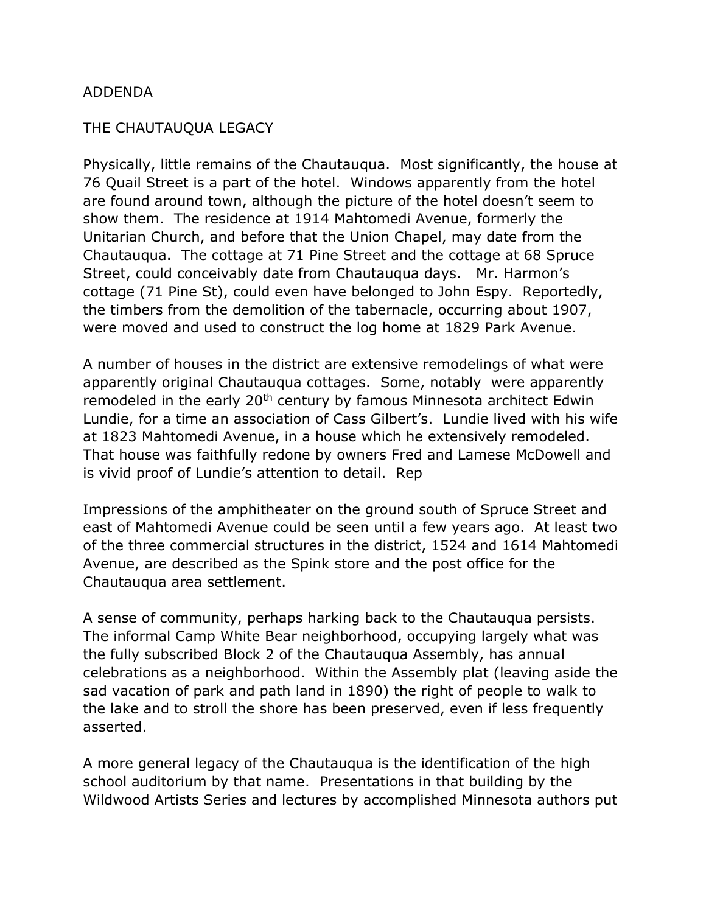# ADDENDA

## THE CHAUTAUQUA LEGACY

Physically, little remains of the Chautauqua. Most significantly, the house at 76 Quail Street is a part of the hotel. Windows apparently from the hotel are found around town, although the picture of the hotel doesn't seem to show them. The residence at 1914 Mahtomedi Avenue, formerly the Unitarian Church, and before that the Union Chapel, may date from the Chautauqua. The cottage at 71 Pine Street and the cottage at 68 Spruce Street, could conceivably date from Chautauqua days. Mr. Harmon's cottage (71 Pine St), could even have belonged to John Espy. Reportedly, the timbers from the demolition of the tabernacle, occurring about 1907, were moved and used to construct the log home at 1829 Park Avenue.

A number of houses in the district are extensive remodelings of what were apparently original Chautauqua cottages. Some, notably were apparently remodeled in the early 20th century by famous Minnesota architect Edwin Lundie, for a time an association of Cass Gilbert's. Lundie lived with his wife at 1823 Mahtomedi Avenue, in a house which he extensively remodeled. That house was faithfully redone by owners Fred and Lamese McDowell and is vivid proof of Lundie's attention to detail. Rep

Impressions of the amphitheater on the ground south of Spruce Street and east of Mahtomedi Avenue could be seen until a few years ago. At least two of the three commercial structures in the district, 1524 and 1614 Mahtomedi Avenue, are described as the Spink store and the post office for the Chautauqua area settlement.

A sense of community, perhaps harking back to the Chautauqua persists. The informal Camp White Bear neighborhood, occupying largely what was the fully subscribed Block 2 of the Chautauqua Assembly, has annual celebrations as a neighborhood. Within the Assembly plat (leaving aside the sad vacation of park and path land in 1890) the right of people to walk to the lake and to stroll the shore has been preserved, even if less frequently asserted.

A more general legacy of the Chautauqua is the identification of the high school auditorium by that name. Presentations in that building by the Wildwood Artists Series and lectures by accomplished Minnesota authors put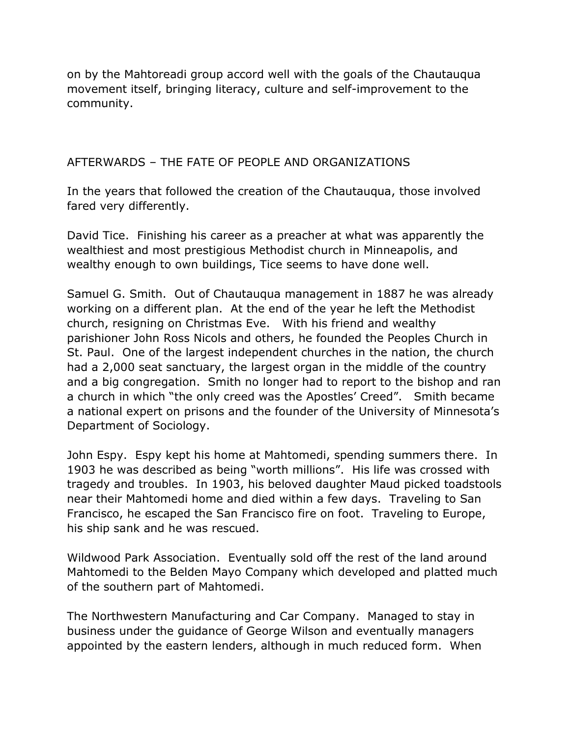on by the Mahtoreadi group accord well with the goals of the Chautauqua movement itself, bringing literacy, culture and self-improvement to the community.

## AFTERWARDS – THE FATE OF PEOPLE AND ORGANIZATIONS

In the years that followed the creation of the Chautauqua, those involved fared very differently.

David Tice. Finishing his career as a preacher at what was apparently the wealthiest and most prestigious Methodist church in Minneapolis, and wealthy enough to own buildings, Tice seems to have done well.

Samuel G. Smith. Out of Chautauqua management in 1887 he was already working on a different plan. At the end of the year he left the Methodist church, resigning on Christmas Eve. With his friend and wealthy parishioner John Ross Nicols and others, he founded the Peoples Church in St. Paul. One of the largest independent churches in the nation, the church had a 2,000 seat sanctuary, the largest organ in the middle of the country and a big congregation. Smith no longer had to report to the bishop and ran a church in which "the only creed was the Apostles' Creed". Smith became a national expert on prisons and the founder of the University of Minnesota's Department of Sociology.

John Espy. Espy kept his home at Mahtomedi, spending summers there. In 1903 he was described as being "worth millions". His life was crossed with tragedy and troubles. In 1903, his beloved daughter Maud picked toadstools near their Mahtomedi home and died within a few days. Traveling to San Francisco, he escaped the San Francisco fire on foot. Traveling to Europe, his ship sank and he was rescued.

Wildwood Park Association. Eventually sold off the rest of the land around Mahtomedi to the Belden Mayo Company which developed and platted much of the southern part of Mahtomedi.

The Northwestern Manufacturing and Car Company. Managed to stay in business under the guidance of George Wilson and eventually managers appointed by the eastern lenders, although in much reduced form. When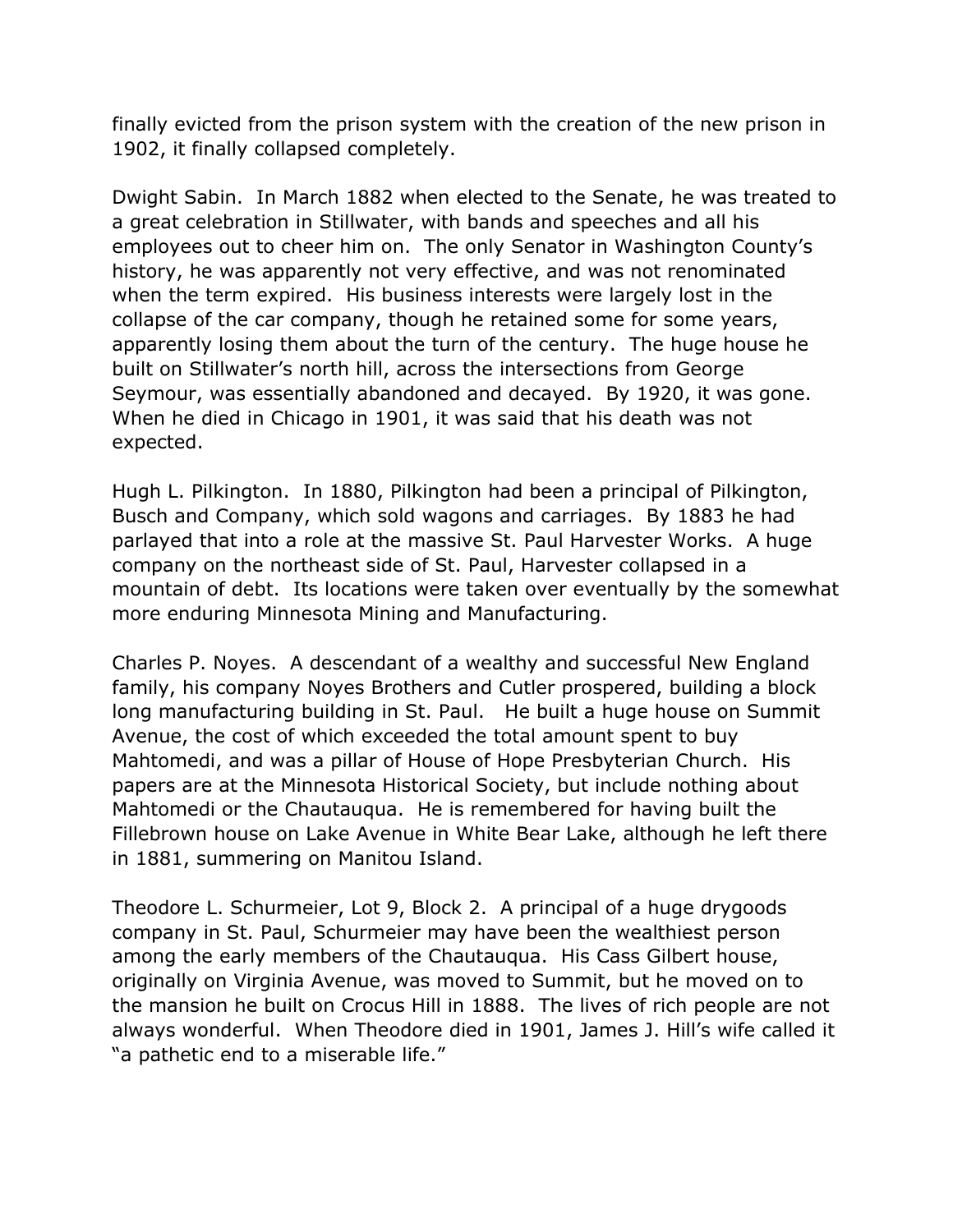finally evicted from the prison system with the creation of the new prison in 1902, it finally collapsed completely.

Dwight Sabin. In March 1882 when elected to the Senate, he was treated to a great celebration in Stillwater, with bands and speeches and all his employees out to cheer him on. The only Senator in Washington County's history, he was apparently not very effective, and was not renominated when the term expired. His business interests were largely lost in the collapse of the car company, though he retained some for some years, apparently losing them about the turn of the century. The huge house he built on Stillwater's north hill, across the intersections from George Seymour, was essentially abandoned and decayed. By 1920, it was gone. When he died in Chicago in 1901, it was said that his death was not expected.

Hugh L. Pilkington. In 1880, Pilkington had been a principal of Pilkington, Busch and Company, which sold wagons and carriages. By 1883 he had parlayed that into a role at the massive St. Paul Harvester Works. A huge company on the northeast side of St. Paul, Harvester collapsed in a mountain of debt. Its locations were taken over eventually by the somewhat more enduring Minnesota Mining and Manufacturing.

Charles P. Noyes. A descendant of a wealthy and successful New England family, his company Noyes Brothers and Cutler prospered, building a block long manufacturing building in St. Paul. He built a huge house on Summit Avenue, the cost of which exceeded the total amount spent to buy Mahtomedi, and was a pillar of House of Hope Presbyterian Church. His papers are at the Minnesota Historical Society, but include nothing about Mahtomedi or the Chautauqua. He is remembered for having built the Fillebrown house on Lake Avenue in White Bear Lake, although he left there in 1881, summering on Manitou Island.

Theodore L. Schurmeier, Lot 9, Block 2. A principal of a huge drygoods company in St. Paul, Schurmeier may have been the wealthiest person among the early members of the Chautauqua. His Cass Gilbert house, originally on Virginia Avenue, was moved to Summit, but he moved on to the mansion he built on Crocus Hill in 1888. The lives of rich people are not always wonderful. When Theodore died in 1901, James J. Hill's wife called it "a pathetic end to a miserable life."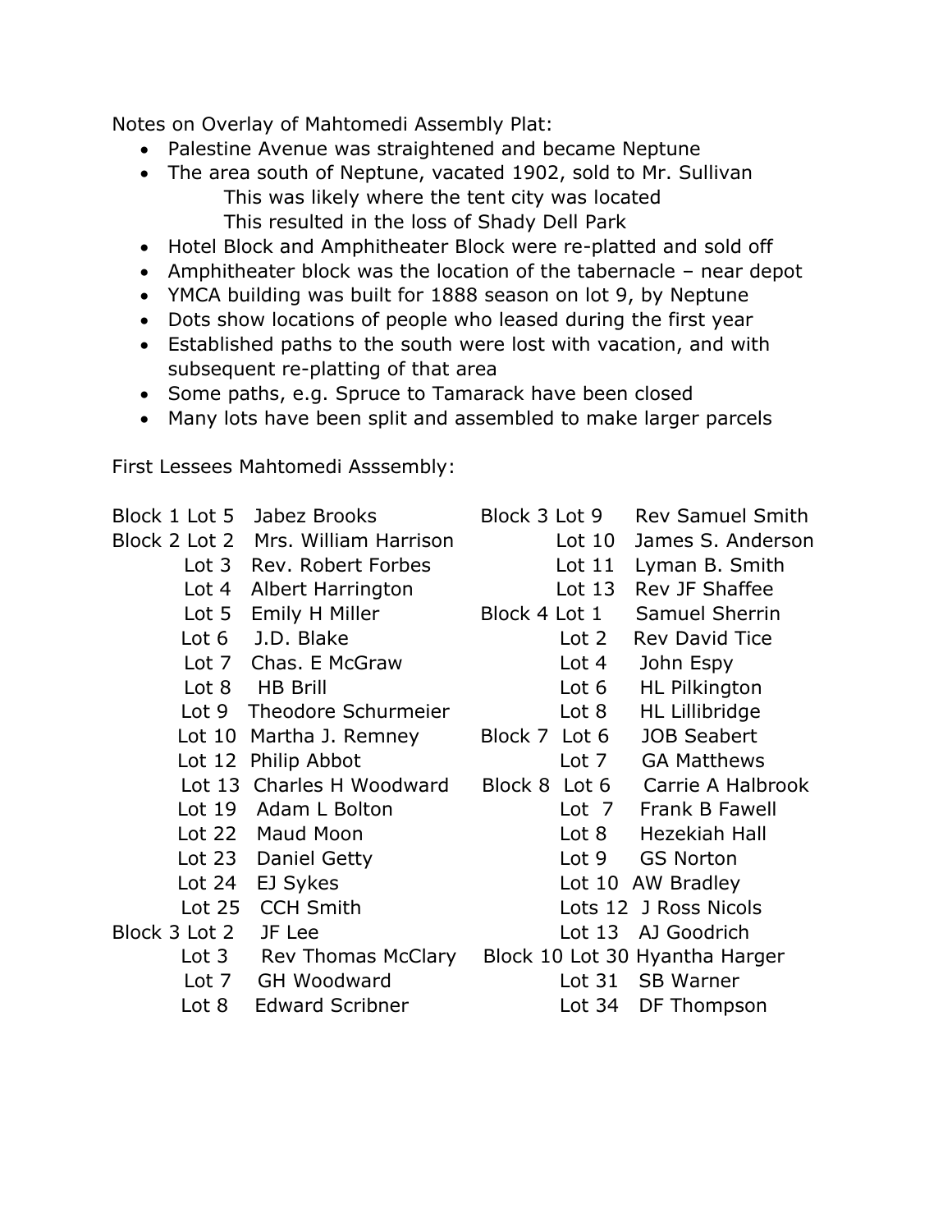Notes on Overlay of Mahtomedi Assembly Plat:

- Palestine Avenue was straightened and became Neptune
- The area south of Neptune, vacated 1902, sold to Mr. Sullivan
  - This was likely where the tent city was located
  - This resulted in the loss of Shady Dell Park
- Hotel Block and Amphitheater Block were re-platted and sold off
- Amphitheater block was the location of the tabernacle – near depot
- YMCA building was built for 1888 season on lot 9, by Neptune
- Dots show locations of people who leased during the first year
- Established paths to the south were lost with vacation, and with subsequent re-platting of that area
- Some paths, e.g. Spruce to Tamarack have been closed
- Many lots have been split and assembled to make larger parcels

First Lessees Mahtomedi Asssembly:

| Block / Lot | Lessee |
|---|---|
| Block 1 Lot 5 | Jabez Brooks |
| Block 2 Lot 2 | Mrs. William Harrison |
| Lot 3 | Rev. Robert Forbes |
| Lot 4 | Albert Harrington |
| Lot 5 | Emily H Miller |
| Lot 6 | J.D. Blake |
| Lot 7 | Chas. E McGraw |
| Lot 8 | HB Brill |
| Lot 9 | Theodore Schurmeier |
| Lot 10 | Martha J. Remney |
| Lot 12 | Philip Abbot |
| Lot 13 | Charles H Woodward |
| Lot 19 | Adam L Bolton |
| Lot 22 | Maud Moon |
| Lot 23 | Daniel Getty |
| Lot 24 | EJ Sykes |
| Lot 25 | CCH Smith |
| Block 3 Lot 2 | JF Lee |
| Lot 3 | Rev Thomas McClary |
| Lot 7 | GH Woodward |
| Lot 8 | Edward Scribner |
| Block 3 Lot 9 | Rev Samuel Smith |
| Lot 10 | James S. Anderson |
| Lot 11 | Lyman B. Smith |
| Lot 13 | Rev JF Shaffee |
| Block 4 Lot 1 | Samuel Sherrin |
| Lot 2 | Rev David Tice |
| Lot 4 | John Espy |
| Lot 6 | HL Pilkington |
| Lot 8 | HL Lillibridge |
| Block 7 Lot 6 | JOB Seabert |
| Lot 7 | GA Matthews |
| Block 8 Lot 6 | Carrie A Halbrook |
| Lot 7 | Frank B Fawell |
| Lot 8 | Hezekiah Hall |
| Lot 9 | GS Norton |
| Lot 10 | AW Bradley |
| Lots 12 | J Ross Nicols |
| Lot 13 | AJ Goodrich |
| Block 10 Lot 30 | Hyantha Harger |
| Lot 31 | SB Warner |
| Lot 34 | DF Thompson |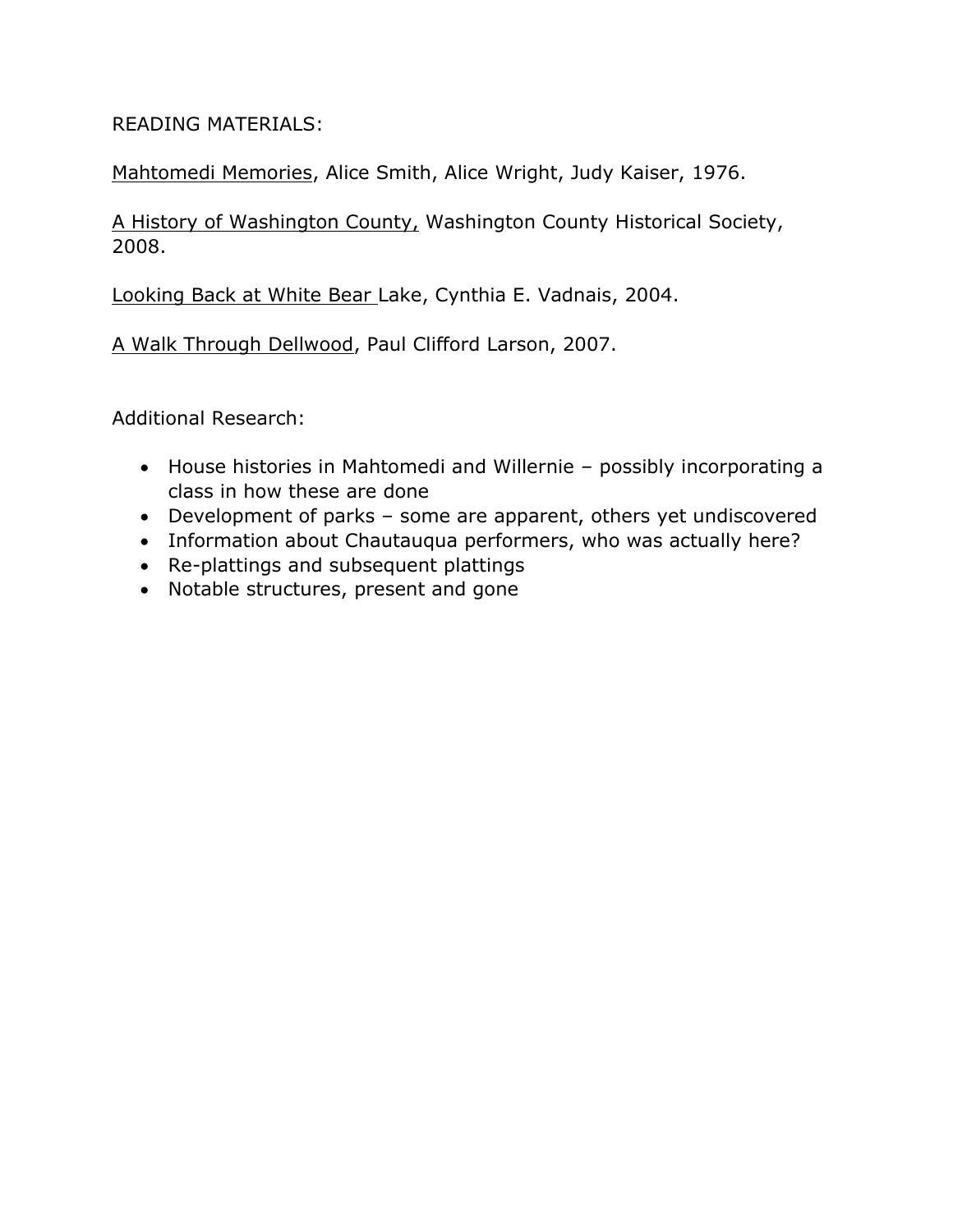READING MATERIALS:

<u>Mahtomedi Memories</u>, Alice Smith, Alice Wright, Judy Kaiser, 1976.

<u>A History of Washington County,</u> Washington County Historical Society, 2008.

<u>Looking Back at White Bear</u> Lake, Cynthia E. Vadnais, 2004.

<u>A Walk Through Dellwood</u>, Paul Clifford Larson, 2007.

Additional Research:

- House histories in Mahtomedi and Willernie – possibly incorporating a class in how these are done
- Development of parks – some are apparent, others yet undiscovered
- Information about Chautauqua performers, who was actually here?
- Re-plattings and subsequent plattings
- Notable structures, present and gone